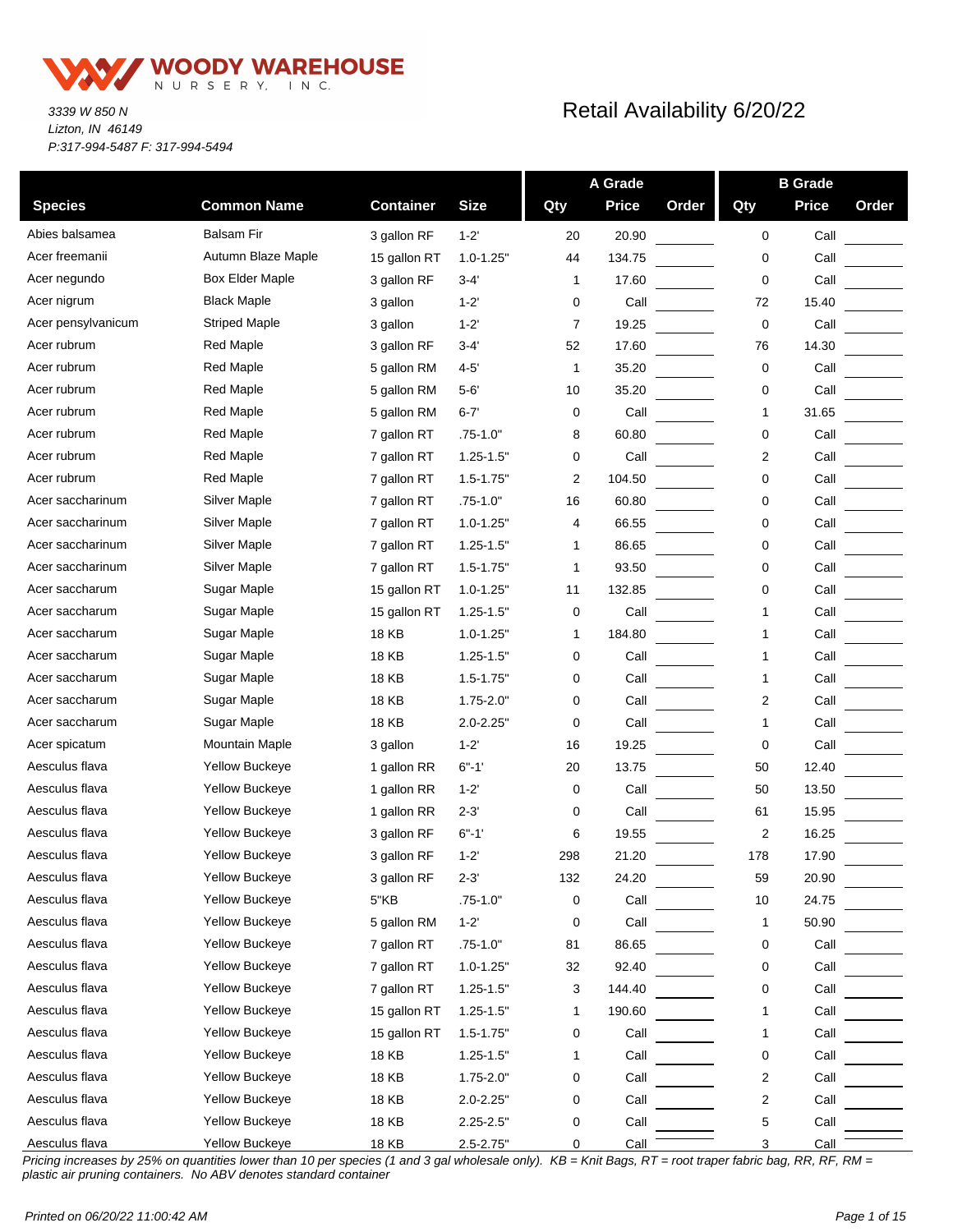# WOODY WAREHOUSE NURSERY, INC.

*3339 W 850 N*
*Lizton, IN 46149*
*P:317-994-5487 F: 317-994-5494*

## Retail Availability 6/20/22

| Species | Common Name | Container | Size | A Grade Qty | A Grade Price | A Grade Order | B Grade Qty | B Grade Price | B Grade Order |
|---|---|---|---|---|---|---|---|---|---|
| Abies balsamea | Balsam Fir | 3 gallon RF | 1-2' | 20 | 20.90 | | 0 | Call | |
| Acer freemanii | Autumn Blaze Maple | 15 gallon RT | 1.0-1.25" | 44 | 134.75 | | 0 | Call | |
| Acer negundo | Box Elder Maple | 3 gallon RF | 3-4' | 1 | 17.60 | | 0 | Call | |
| Acer nigrum | Black Maple | 3 gallon | 1-2' | 0 | Call | | 72 | 15.40 | |
| Acer pensylvanicum | Striped Maple | 3 gallon | 1-2' | 7 | 19.25 | | 0 | Call | |
| Acer rubrum | Red Maple | 3 gallon RF | 3-4' | 52 | 17.60 | | 76 | 14.30 | |
| Acer rubrum | Red Maple | 5 gallon RM | 4-5' | 1 | 35.20 | | 0 | Call | |
| Acer rubrum | Red Maple | 5 gallon RM | 5-6' | 10 | 35.20 | | 0 | Call | |
| Acer rubrum | Red Maple | 5 gallon RM | 6-7' | 0 | Call | | 1 | 31.65 | |
| Acer rubrum | Red Maple | 7 gallon RT | .75-1.0" | 8 | 60.80 | | 0 | Call | |
| Acer rubrum | Red Maple | 7 gallon RT | 1.25-1.5" | 0 | Call | | 2 | Call | |
| Acer rubrum | Red Maple | 7 gallon RT | 1.5-1.75" | 2 | 104.50 | | 0 | Call | |
| Acer saccharinum | Silver Maple | 7 gallon RT | .75-1.0" | 16 | 60.80 | | 0 | Call | |
| Acer saccharinum | Silver Maple | 7 gallon RT | 1.0-1.25" | 4 | 66.55 | | 0 | Call | |
| Acer saccharinum | Silver Maple | 7 gallon RT | 1.25-1.5" | 1 | 86.65 | | 0 | Call | |
| Acer saccharinum | Silver Maple | 7 gallon RT | 1.5-1.75" | 1 | 93.50 | | 0 | Call | |
| Acer saccharum | Sugar Maple | 15 gallon RT | 1.0-1.25" | 11 | 132.85 | | 0 | Call | |
| Acer saccharum | Sugar Maple | 15 gallon RT | 1.25-1.5" | 0 | Call | | 1 | Call | |
| Acer saccharum | Sugar Maple | 18 KB | 1.0-1.25" | 1 | 184.80 | | 1 | Call | |
| Acer saccharum | Sugar Maple | 18 KB | 1.25-1.5" | 0 | Call | | 1 | Call | |
| Acer saccharum | Sugar Maple | 18 KB | 1.5-1.75" | 0 | Call | | 1 | Call | |
| Acer saccharum | Sugar Maple | 18 KB | 1.75-2.0" | 0 | Call | | 2 | Call | |
| Acer saccharum | Sugar Maple | 18 KB | 2.0-2.25" | 0 | Call | | 1 | Call | |
| Acer spicatum | Mountain Maple | 3 gallon | 1-2' | 16 | 19.25 | | 0 | Call | |
| Aesculus flava | Yellow Buckeye | 1 gallon RR | 6"-1' | 20 | 13.75 | | 50 | 12.40 | |
| Aesculus flava | Yellow Buckeye | 1 gallon RR | 1-2' | 0 | Call | | 50 | 13.50 | |
| Aesculus flava | Yellow Buckeye | 1 gallon RR | 2-3' | 0 | Call | | 61 | 15.95 | |
| Aesculus flava | Yellow Buckeye | 3 gallon RF | 6"-1' | 6 | 19.55 | | 2 | 16.25 | |
| Aesculus flava | Yellow Buckeye | 3 gallon RF | 1-2' | 298 | 21.20 | | 178 | 17.90 | |
| Aesculus flava | Yellow Buckeye | 3 gallon RF | 2-3' | 132 | 24.20 | | 59 | 20.90 | |
| Aesculus flava | Yellow Buckeye | 5"KB | .75-1.0" | 0 | Call | | 10 | 24.75 | |
| Aesculus flava | Yellow Buckeye | 5 gallon RM | 1-2' | 0 | Call | | 1 | 50.90 | |
| Aesculus flava | Yellow Buckeye | 7 gallon RT | .75-1.0" | 81 | 86.65 | | 0 | Call | |
| Aesculus flava | Yellow Buckeye | 7 gallon RT | 1.0-1.25" | 32 | 92.40 | | 0 | Call | |
| Aesculus flava | Yellow Buckeye | 7 gallon RT | 1.25-1.5" | 3 | 144.40 | | 0 | Call | |
| Aesculus flava | Yellow Buckeye | 15 gallon RT | 1.25-1.5" | 1 | 190.60 | | 1 | Call | |
| Aesculus flava | Yellow Buckeye | 15 gallon RT | 1.5-1.75" | 0 | Call | | 1 | Call | |
| Aesculus flava | Yellow Buckeye | 18 KB | 1.25-1.5" | 1 | Call | | 0 | Call | |
| Aesculus flava | Yellow Buckeye | 18 KB | 1.75-2.0" | 0 | Call | | 2 | Call | |
| Aesculus flava | Yellow Buckeye | 18 KB | 2.0-2.25" | 0 | Call | | 2 | Call | |
| Aesculus flava | Yellow Buckeye | 18 KB | 2.25-2.5" | 0 | Call | | 5 | Call | |
| Aesculus flava | Yellow Buckeye | 18 KB | 2.5-2.75" | 0 | Call | | 3 | Call | |

*Pricing increases by 25% on quantities lower than 10 per species (1 and 3 gal wholesale only). KB = Knit Bags, RT = root traper fabric bag, RR, RF, RM = plastic air pruning containers. No ABV denotes standard container*

*Printed on 06/20/22 11:00:42 AM*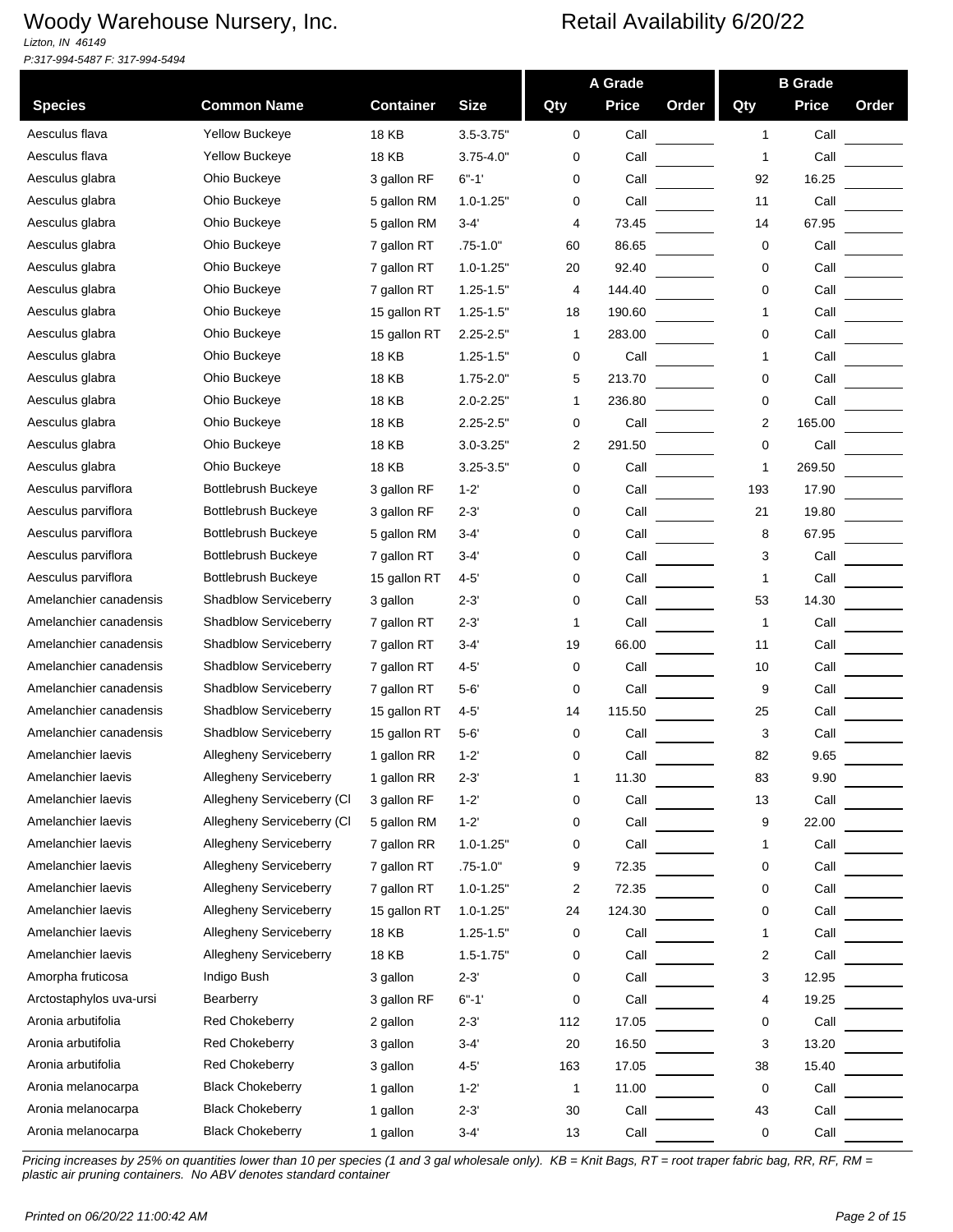# Woody Warehouse Nursery, Inc.

*Lizton, IN 46149*
*P:317-994-5487 F: 317-994-5494*

## Retail Availability 6/20/22

| Species | Common Name | Container | Size | A Grade Qty | A Grade Price | A Grade Order | B Grade Qty | B Grade Price | B Grade Order |
|---|---|---|---|---|---|---|---|---|---|
| Aesculus flava | Yellow Buckeye | 18 KB | 3.5-3.75" | 0 | Call | | 1 | Call | |
| Aesculus flava | Yellow Buckeye | 18 KB | 3.75-4.0" | 0 | Call | | 1 | Call | |
| Aesculus glabra | Ohio Buckeye | 3 gallon RF | 6"-1' | 0 | Call | | 92 | 16.25 | |
| Aesculus glabra | Ohio Buckeye | 5 gallon RM | 1.0-1.25" | 0 | Call | | 11 | Call | |
| Aesculus glabra | Ohio Buckeye | 5 gallon RM | 3-4' | 4 | 73.45 | | 14 | 67.95 | |
| Aesculus glabra | Ohio Buckeye | 7 gallon RT | .75-1.0" | 60 | 86.65 | | 0 | Call | |
| Aesculus glabra | Ohio Buckeye | 7 gallon RT | 1.0-1.25" | 20 | 92.40 | | 0 | Call | |
| Aesculus glabra | Ohio Buckeye | 7 gallon RT | 1.25-1.5" | 4 | 144.40 | | 0 | Call | |
| Aesculus glabra | Ohio Buckeye | 15 gallon RT | 1.25-1.5" | 18 | 190.60 | | 1 | Call | |
| Aesculus glabra | Ohio Buckeye | 15 gallon RT | 2.25-2.5" | 1 | 283.00 | | 0 | Call | |
| Aesculus glabra | Ohio Buckeye | 18 KB | 1.25-1.5" | 0 | Call | | 1 | Call | |
| Aesculus glabra | Ohio Buckeye | 18 KB | 1.75-2.0" | 5 | 213.70 | | 0 | Call | |
| Aesculus glabra | Ohio Buckeye | 18 KB | 2.0-2.25" | 1 | 236.80 | | 0 | Call | |
| Aesculus glabra | Ohio Buckeye | 18 KB | 2.25-2.5" | 0 | Call | | 2 | 165.00 | |
| Aesculus glabra | Ohio Buckeye | 18 KB | 3.0-3.25" | 2 | 291.50 | | 0 | Call | |
| Aesculus glabra | Ohio Buckeye | 18 KB | 3.25-3.5" | 0 | Call | | 1 | 269.50 | |
| Aesculus parviflora | Bottlebrush Buckeye | 3 gallon RF | 1-2' | 0 | Call | | 193 | 17.90 | |
| Aesculus parviflora | Bottlebrush Buckeye | 3 gallon RF | 2-3' | 0 | Call | | 21 | 19.80 | |
| Aesculus parviflora | Bottlebrush Buckeye | 5 gallon RM | 3-4' | 0 | Call | | 8 | 67.95 | |
| Aesculus parviflora | Bottlebrush Buckeye | 7 gallon RT | 3-4' | 0 | Call | | 3 | Call | |
| Aesculus parviflora | Bottlebrush Buckeye | 15 gallon RT | 4-5' | 0 | Call | | 1 | Call | |
| Amelanchier canadensis | Shadblow Serviceberry | 3 gallon | 2-3' | 0 | Call | | 53 | 14.30 | |
| Amelanchier canadensis | Shadblow Serviceberry | 7 gallon RT | 2-3' | 1 | Call | | 1 | Call | |
| Amelanchier canadensis | Shadblow Serviceberry | 7 gallon RT | 3-4' | 19 | 66.00 | | 11 | Call | |
| Amelanchier canadensis | Shadblow Serviceberry | 7 gallon RT | 4-5' | 0 | Call | | 10 | Call | |
| Amelanchier canadensis | Shadblow Serviceberry | 7 gallon RT | 5-6' | 0 | Call | | 9 | Call | |
| Amelanchier canadensis | Shadblow Serviceberry | 15 gallon RT | 4-5' | 14 | 115.50 | | 25 | Call | |
| Amelanchier canadensis | Shadblow Serviceberry | 15 gallon RT | 5-6' | 0 | Call | | 3 | Call | |
| Amelanchier laevis | Allegheny Serviceberry | 1 gallon RR | 1-2' | 0 | Call | | 82 | 9.65 | |
| Amelanchier laevis | Allegheny Serviceberry | 1 gallon RR | 2-3' | 1 | 11.30 | | 83 | 9.90 | |
| Amelanchier laevis | Allegheny Serviceberry (Cl | 3 gallon RF | 1-2' | 0 | Call | | 13 | Call | |
| Amelanchier laevis | Allegheny Serviceberry (Cl | 5 gallon RM | 1-2' | 0 | Call | | 9 | 22.00 | |
| Amelanchier laevis | Allegheny Serviceberry | 7 gallon RR | 1.0-1.25" | 0 | Call | | 1 | Call | |
| Amelanchier laevis | Allegheny Serviceberry | 7 gallon RT | .75-1.0" | 9 | 72.35 | | 0 | Call | |
| Amelanchier laevis | Allegheny Serviceberry | 7 gallon RT | 1.0-1.25" | 2 | 72.35 | | 0 | Call | |
| Amelanchier laevis | Allegheny Serviceberry | 15 gallon RT | 1.0-1.25" | 24 | 124.30 | | 0 | Call | |
| Amelanchier laevis | Allegheny Serviceberry | 18 KB | 1.25-1.5" | 0 | Call | | 1 | Call | |
| Amelanchier laevis | Allegheny Serviceberry | 18 KB | 1.5-1.75" | 0 | Call | | 2 | Call | |
| Amorpha fruticosa | Indigo Bush | 3 gallon | 2-3' | 0 | Call | | 3 | 12.95 | |
| Arctostaphylos uva-ursi | Bearberry | 3 gallon RF | 6"-1' | 0 | Call | | 4 | 19.25 | |
| Aronia arbutifolia | Red Chokeberry | 2 gallon | 2-3' | 112 | 17.05 | | 0 | Call | |
| Aronia arbutifolia | Red Chokeberry | 3 gallon | 3-4' | 20 | 16.50 | | 3 | 13.20 | |
| Aronia arbutifolia | Red Chokeberry | 3 gallon | 4-5' | 163 | 17.05 | | 38 | 15.40 | |
| Aronia melanocarpa | Black Chokeberry | 1 gallon | 1-2' | 1 | 11.00 | | 0 | Call | |
| Aronia melanocarpa | Black Chokeberry | 1 gallon | 2-3' | 30 | Call | | 43 | Call | |
| Aronia melanocarpa | Black Chokeberry | 1 gallon | 3-4' | 13 | Call | | 0 | Call | |

*Pricing increases by 25% on quantities lower than 10 per species (1 and 3 gal wholesale only). KB = Knit Bags, RT = root traper fabric bag, RR, RF, RM = plastic air pruning containers. No ABV denotes standard container*

*Printed on 06/20/22 11:00:42 AM*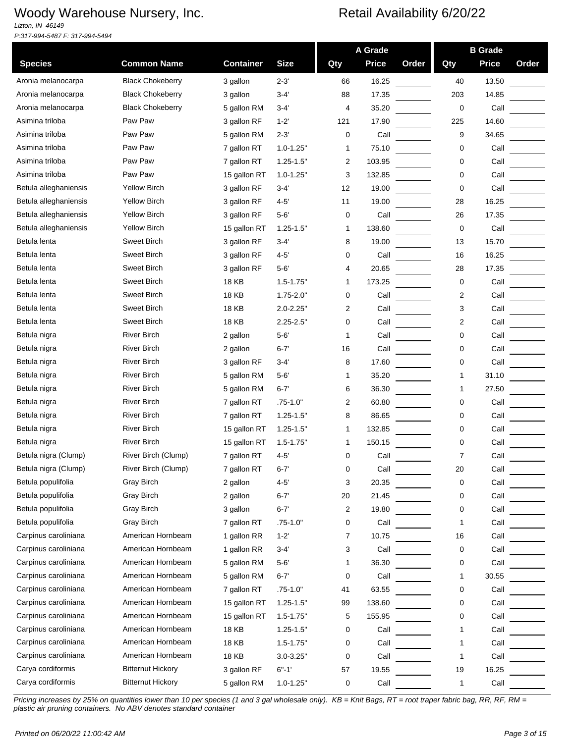# Woody Warehouse Nursery, Inc.

*Lizton, IN 46149*
*P:317-994-5487 F: 317-994-5494*

## Retail Availability 6/20/22

| Species | Common Name | Container | Size | A Grade Qty | A Grade Price | A Grade Order | B Grade Qty | B Grade Price | B Grade Order |
|---|---|---|---|---|---|---|---|---|---|
| Aronia melanocarpa | Black Chokeberry | 3 gallon | 2-3' | 66 | 16.25 | | 40 | 13.50 | |
| Aronia melanocarpa | Black Chokeberry | 3 gallon | 3-4' | 88 | 17.35 | | 203 | 14.85 | |
| Aronia melanocarpa | Black Chokeberry | 5 gallon RM | 3-4' | 4 | 35.20 | | 0 | Call | |
| Asimina triloba | Paw Paw | 3 gallon RF | 1-2' | 121 | 17.90 | | 225 | 14.60 | |
| Asimina triloba | Paw Paw | 5 gallon RM | 2-3' | 0 | Call | | 9 | 34.65 | |
| Asimina triloba | Paw Paw | 7 gallon RT | 1.0-1.25" | 1 | 75.10 | | 0 | Call | |
| Asimina triloba | Paw Paw | 7 gallon RT | 1.25-1.5" | 2 | 103.95 | | 0 | Call | |
| Asimina triloba | Paw Paw | 15 gallon RT | 1.0-1.25" | 3 | 132.85 | | 0 | Call | |
| Betula alleghaniensis | Yellow Birch | 3 gallon RF | 3-4' | 12 | 19.00 | | 0 | Call | |
| Betula alleghaniensis | Yellow Birch | 3 gallon RF | 4-5' | 11 | 19.00 | | 28 | 16.25 | |
| Betula alleghaniensis | Yellow Birch | 3 gallon RF | 5-6' | 0 | Call | | 26 | 17.35 | |
| Betula alleghaniensis | Yellow Birch | 15 gallon RT | 1.25-1.5" | 1 | 138.60 | | 0 | Call | |
| Betula lenta | Sweet Birch | 3 gallon RF | 3-4' | 8 | 19.00 | | 13 | 15.70 | |
| Betula lenta | Sweet Birch | 3 gallon RF | 4-5' | 0 | Call | | 16 | 16.25 | |
| Betula lenta | Sweet Birch | 3 gallon RF | 5-6' | 4 | 20.65 | | 28 | 17.35 | |
| Betula lenta | Sweet Birch | 18 KB | 1.5-1.75" | 1 | 173.25 | | 0 | Call | |
| Betula lenta | Sweet Birch | 18 KB | 1.75-2.0" | 0 | Call | | 2 | Call | |
| Betula lenta | Sweet Birch | 18 KB | 2.0-2.25" | 2 | Call | | 3 | Call | |
| Betula lenta | Sweet Birch | 18 KB | 2.25-2.5" | 0 | Call | | 2 | Call | |
| Betula nigra | River Birch | 2 gallon | 5-6' | 1 | Call | | 0 | Call | |
| Betula nigra | River Birch | 2 gallon | 6-7' | 16 | Call | | 0 | Call | |
| Betula nigra | River Birch | 3 gallon RF | 3-4' | 8 | 17.60 | | 0 | Call | |
| Betula nigra | River Birch | 5 gallon RM | 5-6' | 1 | 35.20 | | 1 | 31.10 | |
| Betula nigra | River Birch | 5 gallon RM | 6-7' | 6 | 36.30 | | 1 | 27.50 | |
| Betula nigra | River Birch | 7 gallon RT | .75-1.0" | 2 | 60.80 | | 0 | Call | |
| Betula nigra | River Birch | 7 gallon RT | 1.25-1.5" | 8 | 86.65 | | 0 | Call | |
| Betula nigra | River Birch | 15 gallon RT | 1.25-1.5" | 1 | 132.85 | | 0 | Call | |
| Betula nigra | River Birch | 15 gallon RT | 1.5-1.75" | 1 | 150.15 | | 0 | Call | |
| Betula nigra (Clump) | River Birch (Clump) | 7 gallon RT | 4-5' | 0 | Call | | 7 | Call | |
| Betula nigra (Clump) | River Birch (Clump) | 7 gallon RT | 6-7' | 0 | Call | | 20 | Call | |
| Betula populifolia | Gray Birch | 2 gallon | 4-5' | 3 | 20.35 | | 0 | Call | |
| Betula populifolia | Gray Birch | 2 gallon | 6-7' | 20 | 21.45 | | 0 | Call | |
| Betula populifolia | Gray Birch | 3 gallon | 6-7' | 2 | 19.80 | | 0 | Call | |
| Betula populifolia | Gray Birch | 7 gallon RT | .75-1.0" | 0 | Call | | 1 | Call | |
| Carpinus caroliniana | American Hornbeam | 1 gallon RR | 1-2' | 7 | 10.75 | | 16 | Call | |
| Carpinus caroliniana | American Hornbeam | 1 gallon RR | 3-4' | 3 | Call | | 0 | Call | |
| Carpinus caroliniana | American Hornbeam | 5 gallon RM | 5-6' | 1 | 36.30 | | 0 | Call | |
| Carpinus caroliniana | American Hornbeam | 5 gallon RM | 6-7' | 0 | Call | | 1 | 30.55 | |
| Carpinus caroliniana | American Hornbeam | 7 gallon RT | .75-1.0" | 41 | 63.55 | | 0 | Call | |
| Carpinus caroliniana | American Hornbeam | 15 gallon RT | 1.25-1.5" | 99 | 138.60 | | 0 | Call | |
| Carpinus caroliniana | American Hornbeam | 15 gallon RT | 1.5-1.75" | 5 | 155.95 | | 0 | Call | |
| Carpinus caroliniana | American Hornbeam | 18 KB | 1.25-1.5" | 0 | Call | | 1 | Call | |
| Carpinus caroliniana | American Hornbeam | 18 KB | 1.5-1.75" | 0 | Call | | 1 | Call | |
| Carpinus caroliniana | American Hornbeam | 18 KB | 3.0-3.25" | 0 | Call | | 1 | Call | |
| Carya cordiformis | Bitternut Hickory | 3 gallon RF | 6"-1' | 57 | 19.55 | | 19 | 16.25 | |
| Carya cordiformis | Bitternut Hickory | 5 gallon RM | 1.0-1.25" | 0 | Call | | 1 | Call | |

*Pricing increases by 25% on quantities lower than 10 per species (1 and 3 gal wholesale only). KB = Knit Bags, RT = root traper fabric bag, RR, RF, RM = plastic air pruning containers. No ABV denotes standard container*

*Printed on 06/20/22 11:00:42 AM*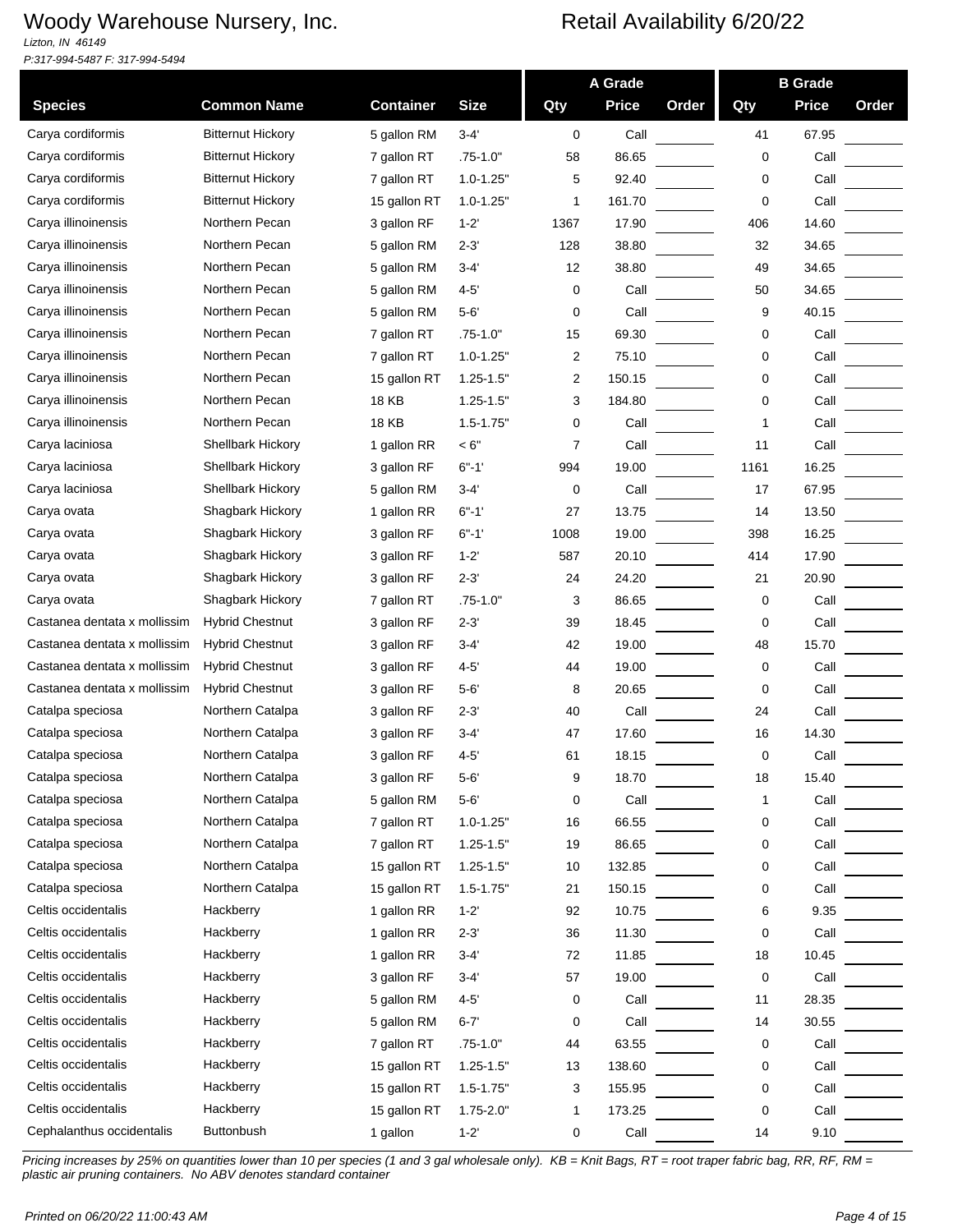# Woody Warehouse Nursery, Inc.

*Lizton, IN 46149*
*P:317-994-5487 F: 317-994-5494*

## Retail Availability 6/20/22

| Species | Common Name | Container | Size | A Grade Qty | A Grade Price | A Grade Order | B Grade Qty | B Grade Price | B Grade Order |
|---|---|---|---|---|---|---|---|---|---|
| Carya cordiformis | Bitternut Hickory | 5 gallon RM | 3-4' | 0 | Call | | 41 | 67.95 | |
| Carya cordiformis | Bitternut Hickory | 7 gallon RT | .75-1.0" | 58 | 86.65 | | 0 | Call | |
| Carya cordiformis | Bitternut Hickory | 7 gallon RT | 1.0-1.25" | 5 | 92.40 | | 0 | Call | |
| Carya cordiformis | Bitternut Hickory | 15 gallon RT | 1.0-1.25" | 1 | 161.70 | | 0 | Call | |
| Carya illinoinensis | Northern Pecan | 3 gallon RF | 1-2' | 1367 | 17.90 | | 406 | 14.60 | |
| Carya illinoinensis | Northern Pecan | 5 gallon RM | 2-3' | 128 | 38.80 | | 32 | 34.65 | |
| Carya illinoinensis | Northern Pecan | 5 gallon RM | 3-4' | 12 | 38.80 | | 49 | 34.65 | |
| Carya illinoinensis | Northern Pecan | 5 gallon RM | 4-5' | 0 | Call | | 50 | 34.65 | |
| Carya illinoinensis | Northern Pecan | 5 gallon RM | 5-6' | 0 | Call | | 9 | 40.15 | |
| Carya illinoinensis | Northern Pecan | 7 gallon RT | .75-1.0" | 15 | 69.30 | | 0 | Call | |
| Carya illinoinensis | Northern Pecan | 7 gallon RT | 1.0-1.25" | 2 | 75.10 | | 0 | Call | |
| Carya illinoinensis | Northern Pecan | 15 gallon RT | 1.25-1.5" | 2 | 150.15 | | 0 | Call | |
| Carya illinoinensis | Northern Pecan | 18 KB | 1.25-1.5" | 3 | 184.80 | | 0 | Call | |
| Carya illinoinensis | Northern Pecan | 18 KB | 1.5-1.75" | 0 | Call | | 1 | Call | |
| Carya laciniosa | Shellbark Hickory | 1 gallon RR | < 6" | 7 | Call | | 11 | Call | |
| Carya laciniosa | Shellbark Hickory | 3 gallon RF | 6"-1' | 994 | 19.00 | | 1161 | 16.25 | |
| Carya laciniosa | Shellbark Hickory | 5 gallon RM | 3-4' | 0 | Call | | 17 | 67.95 | |
| Carya ovata | Shagbark Hickory | 1 gallon RR | 6"-1' | 27 | 13.75 | | 14 | 13.50 | |
| Carya ovata | Shagbark Hickory | 3 gallon RF | 6"-1' | 1008 | 19.00 | | 398 | 16.25 | |
| Carya ovata | Shagbark Hickory | 3 gallon RF | 1-2' | 587 | 20.10 | | 414 | 17.90 | |
| Carya ovata | Shagbark Hickory | 3 gallon RF | 2-3' | 24 | 24.20 | | 21 | 20.90 | |
| Carya ovata | Shagbark Hickory | 7 gallon RT | .75-1.0" | 3 | 86.65 | | 0 | Call | |
| Castanea dentata x mollissim | Hybrid Chestnut | 3 gallon RF | 2-3' | 39 | 18.45 | | 0 | Call | |
| Castanea dentata x mollissim | Hybrid Chestnut | 3 gallon RF | 3-4' | 42 | 19.00 | | 48 | 15.70 | |
| Castanea dentata x mollissim | Hybrid Chestnut | 3 gallon RF | 4-5' | 44 | 19.00 | | 0 | Call | |
| Castanea dentata x mollissim | Hybrid Chestnut | 3 gallon RF | 5-6' | 8 | 20.65 | | 0 | Call | |
| Catalpa speciosa | Northern Catalpa | 3 gallon RF | 2-3' | 40 | Call | | 24 | Call | |
| Catalpa speciosa | Northern Catalpa | 3 gallon RF | 3-4' | 47 | 17.60 | | 16 | 14.30 | |
| Catalpa speciosa | Northern Catalpa | 3 gallon RF | 4-5' | 61 | 18.15 | | 0 | Call | |
| Catalpa speciosa | Northern Catalpa | 3 gallon RF | 5-6' | 9 | 18.70 | | 18 | 15.40 | |
| Catalpa speciosa | Northern Catalpa | 5 gallon RM | 5-6' | 0 | Call | | 1 | Call | |
| Catalpa speciosa | Northern Catalpa | 7 gallon RT | 1.0-1.25" | 16 | 66.55 | | 0 | Call | |
| Catalpa speciosa | Northern Catalpa | 7 gallon RT | 1.25-1.5" | 19 | 86.65 | | 0 | Call | |
| Catalpa speciosa | Northern Catalpa | 15 gallon RT | 1.25-1.5" | 10 | 132.85 | | 0 | Call | |
| Catalpa speciosa | Northern Catalpa | 15 gallon RT | 1.5-1.75" | 21 | 150.15 | | 0 | Call | |
| Celtis occidentalis | Hackberry | 1 gallon RR | 1-2' | 92 | 10.75 | | 6 | 9.35 | |
| Celtis occidentalis | Hackberry | 1 gallon RR | 2-3' | 36 | 11.30 | | 0 | Call | |
| Celtis occidentalis | Hackberry | 1 gallon RR | 3-4' | 72 | 11.85 | | 18 | 10.45 | |
| Celtis occidentalis | Hackberry | 3 gallon RF | 3-4' | 57 | 19.00 | | 0 | Call | |
| Celtis occidentalis | Hackberry | 5 gallon RM | 4-5' | 0 | Call | | 11 | 28.35 | |
| Celtis occidentalis | Hackberry | 5 gallon RM | 6-7' | 0 | Call | | 14 | 30.55 | |
| Celtis occidentalis | Hackberry | 7 gallon RT | .75-1.0" | 44 | 63.55 | | 0 | Call | |
| Celtis occidentalis | Hackberry | 15 gallon RT | 1.25-1.5" | 13 | 138.60 | | 0 | Call | |
| Celtis occidentalis | Hackberry | 15 gallon RT | 1.5-1.75" | 3 | 155.95 | | 0 | Call | |
| Celtis occidentalis | Hackberry | 15 gallon RT | 1.75-2.0" | 1 | 173.25 | | 0 | Call | |
| Cephalanthus occidentalis | Buttonbush | 1 gallon | 1-2' | 0 | Call | | 14 | 9.10 | |

*Pricing increases by 25% on quantities lower than 10 per species (1 and 3 gal wholesale only). KB = Knit Bags, RT = root traper fabric bag, RR, RF, RM = plastic air pruning containers. No ABV denotes standard container*

*Printed on 06/20/22 11:00:43 AM*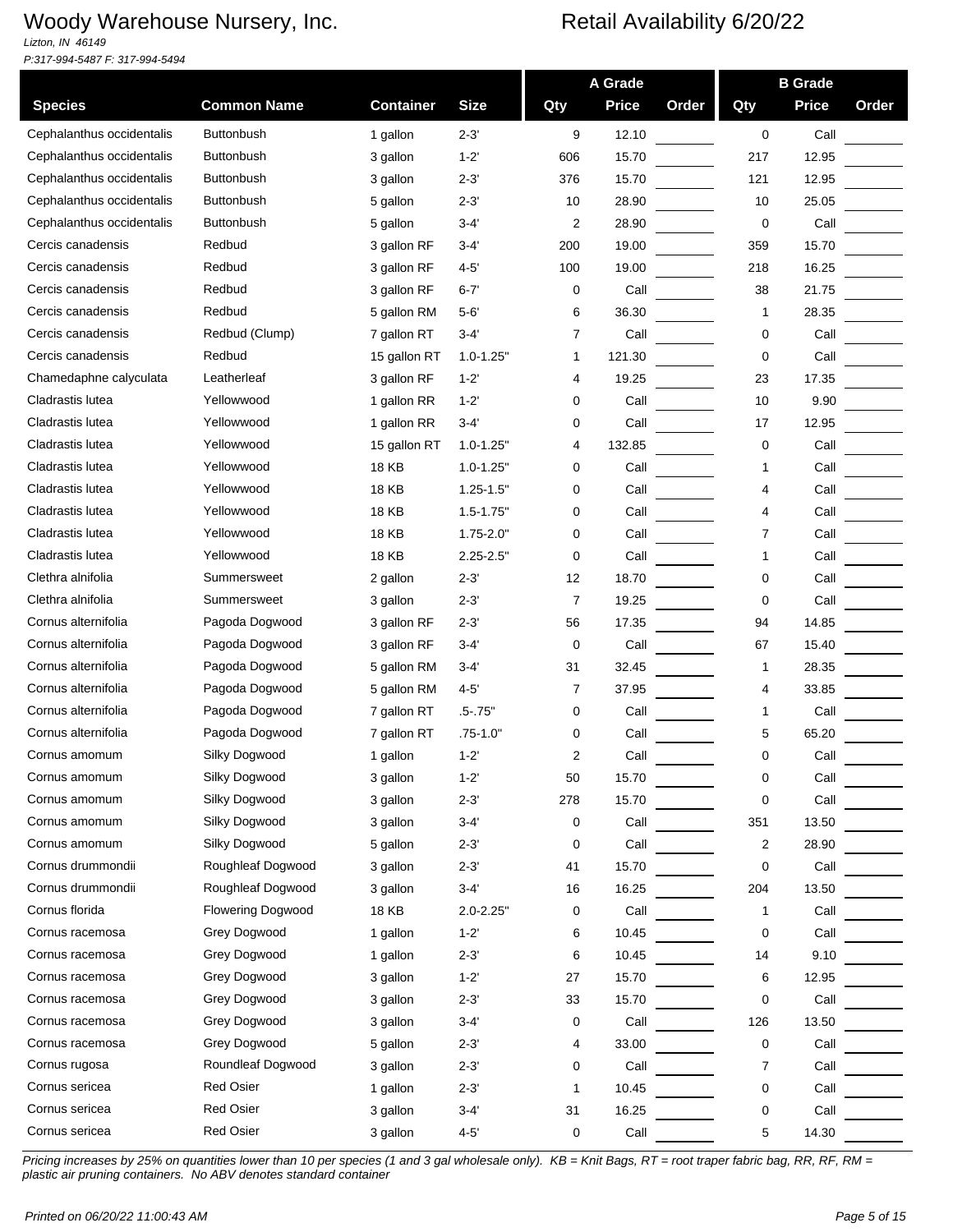# Woody Warehouse Nursery, Inc.

*Lizton, IN 46149*
*P:317-994-5487 F: 317-994-5494*

## Retail Availability 6/20/22

| Species | Common Name | Container | Size | A Grade Qty | A Grade Price | A Grade Order | B Grade Qty | B Grade Price | B Grade Order |
|---|---|---|---|---|---|---|---|---|---|
| Cephalanthus occidentalis | Buttonbush | 1 gallon | 2-3' | 9 | 12.10 | | 0 | Call | |
| Cephalanthus occidentalis | Buttonbush | 3 gallon | 1-2' | 606 | 15.70 | | 217 | 12.95 | |
| Cephalanthus occidentalis | Buttonbush | 3 gallon | 2-3' | 376 | 15.70 | | 121 | 12.95 | |
| Cephalanthus occidentalis | Buttonbush | 5 gallon | 2-3' | 10 | 28.90 | | 10 | 25.05 | |
| Cephalanthus occidentalis | Buttonbush | 5 gallon | 3-4' | 2 | 28.90 | | 0 | Call | |
| Cercis canadensis | Redbud | 3 gallon RF | 3-4' | 200 | 19.00 | | 359 | 15.70 | |
| Cercis canadensis | Redbud | 3 gallon RF | 4-5' | 100 | 19.00 | | 218 | 16.25 | |
| Cercis canadensis | Redbud | 3 gallon RF | 6-7' | 0 | Call | | 38 | 21.75 | |
| Cercis canadensis | Redbud | 5 gallon RM | 5-6' | 6 | 36.30 | | 1 | 28.35 | |
| Cercis canadensis | Redbud (Clump) | 7 gallon RT | 3-4' | 7 | Call | | 0 | Call | |
| Cercis canadensis | Redbud | 15 gallon RT | 1.0-1.25" | 1 | 121.30 | | 0 | Call | |
| Chamedaphne calyculata | Leatherleaf | 3 gallon RF | 1-2' | 4 | 19.25 | | 23 | 17.35 | |
| Cladrastis lutea | Yellowwood | 1 gallon RR | 1-2' | 0 | Call | | 10 | 9.90 | |
| Cladrastis lutea | Yellowwood | 1 gallon RR | 3-4' | 0 | Call | | 17 | 12.95 | |
| Cladrastis lutea | Yellowwood | 15 gallon RT | 1.0-1.25" | 4 | 132.85 | | 0 | Call | |
| Cladrastis lutea | Yellowwood | 18 KB | 1.0-1.25" | 0 | Call | | 1 | Call | |
| Cladrastis lutea | Yellowwood | 18 KB | 1.25-1.5" | 0 | Call | | 4 | Call | |
| Cladrastis lutea | Yellowwood | 18 KB | 1.5-1.75" | 0 | Call | | 4 | Call | |
| Cladrastis lutea | Yellowwood | 18 KB | 1.75-2.0" | 0 | Call | | 7 | Call | |
| Cladrastis lutea | Yellowwood | 18 KB | 2.25-2.5" | 0 | Call | | 1 | Call | |
| Clethra alnifolia | Summersweet | 2 gallon | 2-3' | 12 | 18.70 | | 0 | Call | |
| Clethra alnifolia | Summersweet | 3 gallon | 2-3' | 7 | 19.25 | | 0 | Call | |
| Cornus alternifolia | Pagoda Dogwood | 3 gallon RF | 2-3' | 56 | 17.35 | | 94 | 14.85 | |
| Cornus alternifolia | Pagoda Dogwood | 3 gallon RF | 3-4' | 0 | Call | | 67 | 15.40 | |
| Cornus alternifolia | Pagoda Dogwood | 5 gallon RM | 3-4' | 31 | 32.45 | | 1 | 28.35 | |
| Cornus alternifolia | Pagoda Dogwood | 5 gallon RM | 4-5' | 7 | 37.95 | | 4 | 33.85 | |
| Cornus alternifolia | Pagoda Dogwood | 7 gallon RT | .5-.75" | 0 | Call | | 1 | Call | |
| Cornus alternifolia | Pagoda Dogwood | 7 gallon RT | .75-1.0" | 0 | Call | | 5 | 65.20 | |
| Cornus amomum | Silky Dogwood | 1 gallon | 1-2' | 2 | Call | | 0 | Call | |
| Cornus amomum | Silky Dogwood | 3 gallon | 1-2' | 50 | 15.70 | | 0 | Call | |
| Cornus amomum | Silky Dogwood | 3 gallon | 2-3' | 278 | 15.70 | | 0 | Call | |
| Cornus amomum | Silky Dogwood | 3 gallon | 3-4' | 0 | Call | | 351 | 13.50 | |
| Cornus amomum | Silky Dogwood | 5 gallon | 2-3' | 0 | Call | | 2 | 28.90 | |
| Cornus drummondii | Roughleaf Dogwood | 3 gallon | 2-3' | 41 | 15.70 | | 0 | Call | |
| Cornus drummondii | Roughleaf Dogwood | 3 gallon | 3-4' | 16 | 16.25 | | 204 | 13.50 | |
| Cornus florida | Flowering Dogwood | 18 KB | 2.0-2.25" | 0 | Call | | 1 | Call | |
| Cornus racemosa | Grey Dogwood | 1 gallon | 1-2' | 6 | 10.45 | | 0 | Call | |
| Cornus racemosa | Grey Dogwood | 1 gallon | 2-3' | 6 | 10.45 | | 14 | 9.10 | |
| Cornus racemosa | Grey Dogwood | 3 gallon | 1-2' | 27 | 15.70 | | 6 | 12.95 | |
| Cornus racemosa | Grey Dogwood | 3 gallon | 2-3' | 33 | 15.70 | | 0 | Call | |
| Cornus racemosa | Grey Dogwood | 3 gallon | 3-4' | 0 | Call | | 126 | 13.50 | |
| Cornus racemosa | Grey Dogwood | 5 gallon | 2-3' | 4 | 33.00 | | 0 | Call | |
| Cornus rugosa | Roundleaf Dogwood | 3 gallon | 2-3' | 0 | Call | | 7 | Call | |
| Cornus sericea | Red Osier | 1 gallon | 2-3' | 1 | 10.45 | | 0 | Call | |
| Cornus sericea | Red Osier | 3 gallon | 3-4' | 31 | 16.25 | | 0 | Call | |
| Cornus sericea | Red Osier | 3 gallon | 4-5' | 0 | Call | | 5 | 14.30 | |

*Pricing increases by 25% on quantities lower than 10 per species (1 and 3 gal wholesale only). KB = Knit Bags, RT = root traper fabric bag, RR, RF, RM = plastic air pruning containers. No ABV denotes standard container*

*Printed on 06/20/22 11:00:43 AM*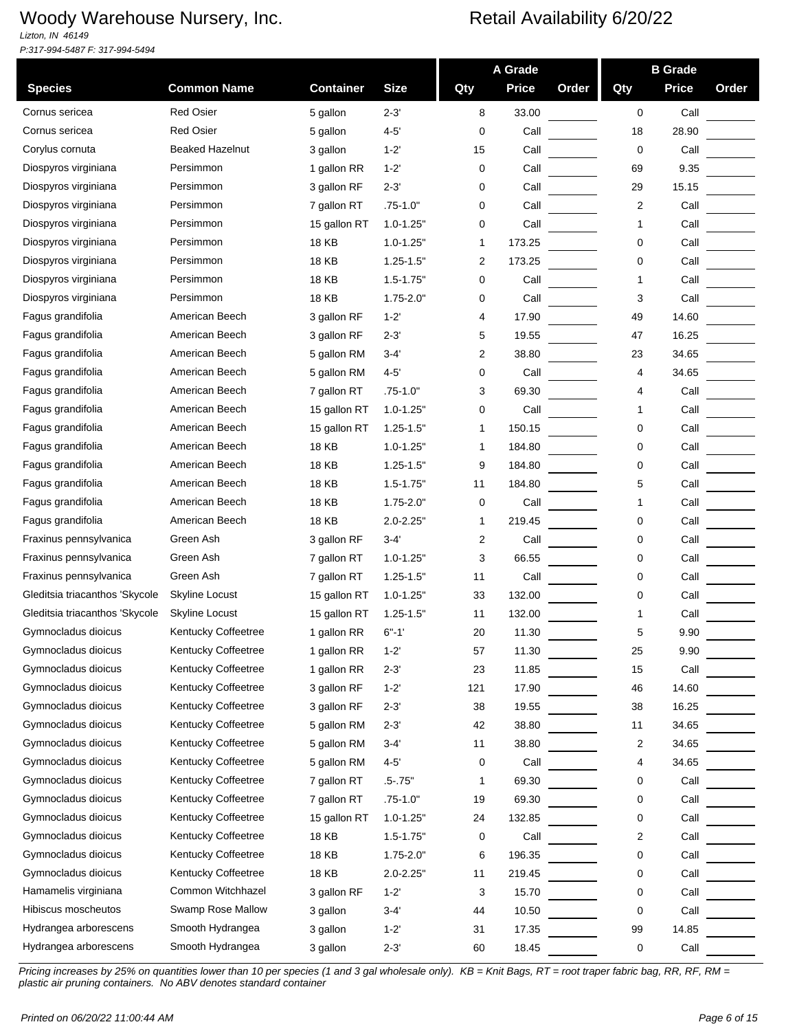# Woody Warehouse Nursery, Inc.

*Lizton, IN 46149*
*P:317-994-5487 F: 317-994-5494*

## Retail Availability 6/20/22

| Species | Common Name | Container | Size | A Grade Qty | A Grade Price | A Grade Order | B Grade Qty | B Grade Price | B Grade Order |
|---|---|---|---|---|---|---|---|---|---|
| Cornus sericea | Red Osier | 5 gallon | 2-3' | 8 | 33.00 | | 0 | Call | |
| Cornus sericea | Red Osier | 5 gallon | 4-5' | 0 | Call | | 18 | 28.90 | |
| Corylus cornuta | Beaked Hazelnut | 3 gallon | 1-2' | 15 | Call | | 0 | Call | |
| Diospyros virginiana | Persimmon | 1 gallon RR | 1-2' | 0 | Call | | 69 | 9.35 | |
| Diospyros virginiana | Persimmon | 3 gallon RF | 2-3' | 0 | Call | | 29 | 15.15 | |
| Diospyros virginiana | Persimmon | 7 gallon RT | .75-1.0" | 0 | Call | | 2 | Call | |
| Diospyros virginiana | Persimmon | 15 gallon RT | 1.0-1.25" | 0 | Call | | 1 | Call | |
| Diospyros virginiana | Persimmon | 18 KB | 1.0-1.25" | 1 | 173.25 | | 0 | Call | |
| Diospyros virginiana | Persimmon | 18 KB | 1.25-1.5" | 2 | 173.25 | | 0 | Call | |
| Diospyros virginiana | Persimmon | 18 KB | 1.5-1.75" | 0 | Call | | 1 | Call | |
| Diospyros virginiana | Persimmon | 18 KB | 1.75-2.0" | 0 | Call | | 3 | Call | |
| Fagus grandifolia | American Beech | 3 gallon RF | 1-2' | 4 | 17.90 | | 49 | 14.60 | |
| Fagus grandifolia | American Beech | 3 gallon RF | 2-3' | 5 | 19.55 | | 47 | 16.25 | |
| Fagus grandifolia | American Beech | 5 gallon RM | 3-4' | 2 | 38.80 | | 23 | 34.65 | |
| Fagus grandifolia | American Beech | 5 gallon RM | 4-5' | 0 | Call | | 4 | 34.65 | |
| Fagus grandifolia | American Beech | 7 gallon RT | .75-1.0" | 3 | 69.30 | | 4 | Call | |
| Fagus grandifolia | American Beech | 15 gallon RT | 1.0-1.25" | 0 | Call | | 1 | Call | |
| Fagus grandifolia | American Beech | 15 gallon RT | 1.25-1.5" | 1 | 150.15 | | 0 | Call | |
| Fagus grandifolia | American Beech | 18 KB | 1.0-1.25" | 1 | 184.80 | | 0 | Call | |
| Fagus grandifolia | American Beech | 18 KB | 1.25-1.5" | 9 | 184.80 | | 0 | Call | |
| Fagus grandifolia | American Beech | 18 KB | 1.5-1.75" | 11 | 184.80 | | 5 | Call | |
| Fagus grandifolia | American Beech | 18 KB | 1.75-2.0" | 0 | Call | | 1 | Call | |
| Fagus grandifolia | American Beech | 18 KB | 2.0-2.25" | 1 | 219.45 | | 0 | Call | |
| Fraxinus pennsylvanica | Green Ash | 3 gallon RF | 3-4' | 2 | Call | | 0 | Call | |
| Fraxinus pennsylvanica | Green Ash | 7 gallon RT | 1.0-1.25" | 3 | 66.55 | | 0 | Call | |
| Fraxinus pennsylvanica | Green Ash | 7 gallon RT | 1.25-1.5" | 11 | Call | | 0 | Call | |
| Gleditsia triacanthos 'Skycole | Skyline Locust | 15 gallon RT | 1.0-1.25" | 33 | 132.00 | | 0 | Call | |
| Gleditsia triacanthos 'Skycole | Skyline Locust | 15 gallon RT | 1.25-1.5" | 11 | 132.00 | | 1 | Call | |
| Gymnocladus dioicus | Kentucky Coffeetree | 1 gallon RR | 6"-1' | 20 | 11.30 | | 5 | 9.90 | |
| Gymnocladus dioicus | Kentucky Coffeetree | 1 gallon RR | 1-2' | 57 | 11.30 | | 25 | 9.90 | |
| Gymnocladus dioicus | Kentucky Coffeetree | 1 gallon RR | 2-3' | 23 | 11.85 | | 15 | Call | |
| Gymnocladus dioicus | Kentucky Coffeetree | 3 gallon RF | 1-2' | 121 | 17.90 | | 46 | 14.60 | |
| Gymnocladus dioicus | Kentucky Coffeetree | 3 gallon RF | 2-3' | 38 | 19.55 | | 38 | 16.25 | |
| Gymnocladus dioicus | Kentucky Coffeetree | 5 gallon RM | 2-3' | 42 | 38.80 | | 11 | 34.65 | |
| Gymnocladus dioicus | Kentucky Coffeetree | 5 gallon RM | 3-4' | 11 | 38.80 | | 2 | 34.65 | |
| Gymnocladus dioicus | Kentucky Coffeetree | 5 gallon RM | 4-5' | 0 | Call | | 4 | 34.65 | |
| Gymnocladus dioicus | Kentucky Coffeetree | 7 gallon RT | .5-.75" | 1 | 69.30 | | 0 | Call | |
| Gymnocladus dioicus | Kentucky Coffeetree | 7 gallon RT | .75-1.0" | 19 | 69.30 | | 0 | Call | |
| Gymnocladus dioicus | Kentucky Coffeetree | 15 gallon RT | 1.0-1.25" | 24 | 132.85 | | 0 | Call | |
| Gymnocladus dioicus | Kentucky Coffeetree | 18 KB | 1.5-1.75" | 0 | Call | | 2 | Call | |
| Gymnocladus dioicus | Kentucky Coffeetree | 18 KB | 1.75-2.0" | 6 | 196.35 | | 0 | Call | |
| Gymnocladus dioicus | Kentucky Coffeetree | 18 KB | 2.0-2.25" | 11 | 219.45 | | 0 | Call | |
| Hamamelis virginiana | Common Witchhazel | 3 gallon RF | 1-2' | 3 | 15.70 | | 0 | Call | |
| Hibiscus moscheutos | Swamp Rose Mallow | 3 gallon | 3-4' | 44 | 10.50 | | 0 | Call | |
| Hydrangea arborescens | Smooth Hydrangea | 3 gallon | 1-2' | 31 | 17.35 | | 99 | 14.85 | |
| Hydrangea arborescens | Smooth Hydrangea | 3 gallon | 2-3' | 60 | 18.45 | | 0 | Call | |

*Pricing increases by 25% on quantities lower than 10 per species (1 and 3 gal wholesale only). KB = Knit Bags, RT = root traper fabric bag, RR, RF, RM = plastic air pruning containers. No ABV denotes standard container*

*Printed on 06/20/22 11:00:44 AM*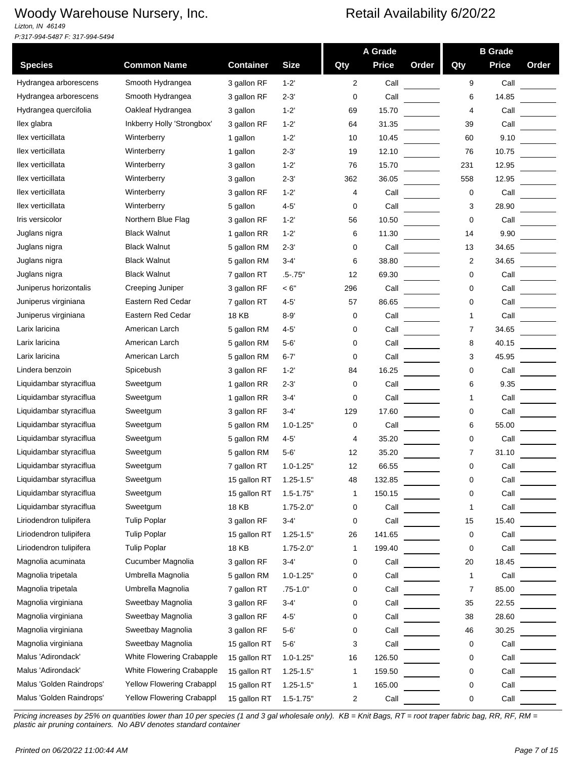# Woody Warehouse Nursery, Inc.

*Lizton, IN 46149*
*P:317-994-5487 F: 317-994-5494*

## Retail Availability 6/20/22

| Species | Common Name | Container | Size | A Grade Qty | A Grade Price | A Grade Order | B Grade Qty | B Grade Price | B Grade Order |
|---|---|---|---|---|---|---|---|---|---|
| Hydrangea arborescens | Smooth Hydrangea | 3 gallon RF | 1-2' | 2 | Call | | 9 | Call | |
| Hydrangea arborescens | Smooth Hydrangea | 3 gallon RF | 2-3' | 0 | Call | | 6 | 14.85 | |
| Hydrangea quercifolia | Oakleaf Hydrangea | 3 gallon | 1-2' | 69 | 15.70 | | 4 | Call | |
| Ilex glabra | Inkberry Holly 'Strongbox' | 3 gallon RF | 1-2' | 64 | 31.35 | | 39 | Call | |
| Ilex verticillata | Winterberry | 1 gallon | 1-2' | 10 | 10.45 | | 60 | 9.10 | |
| Ilex verticillata | Winterberry | 1 gallon | 2-3' | 19 | 12.10 | | 76 | 10.75 | |
| Ilex verticillata | Winterberry | 3 gallon | 1-2' | 76 | 15.70 | | 231 | 12.95 | |
| Ilex verticillata | Winterberry | 3 gallon | 2-3' | 362 | 36.05 | | 558 | 12.95 | |
| Ilex verticillata | Winterberry | 3 gallon RF | 1-2' | 4 | Call | | 0 | Call | |
| Ilex verticillata | Winterberry | 5 gallon | 4-5' | 0 | Call | | 3 | 28.90 | |
| Iris versicolor | Northern Blue Flag | 3 gallon RF | 1-2' | 56 | 10.50 | | 0 | Call | |
| Juglans nigra | Black Walnut | 1 gallon RR | 1-2' | 6 | 11.30 | | 14 | 9.90 | |
| Juglans nigra | Black Walnut | 5 gallon RM | 2-3' | 0 | Call | | 13 | 34.65 | |
| Juglans nigra | Black Walnut | 5 gallon RM | 3-4' | 6 | 38.80 | | 2 | 34.65 | |
| Juglans nigra | Black Walnut | 7 gallon RT | .5-.75" | 12 | 69.30 | | 0 | Call | |
| Juniperus horizontalis | Creeping Juniper | 3 gallon RF | < 6" | 296 | Call | | 0 | Call | |
| Juniperus virginiana | Eastern Red Cedar | 7 gallon RT | 4-5' | 57 | 86.65 | | 0 | Call | |
| Juniperus virginiana | Eastern Red Cedar | 18 KB | 8-9' | 0 | Call | | 1 | Call | |
| Larix laricina | American Larch | 5 gallon RM | 4-5' | 0 | Call | | 7 | 34.65 | |
| Larix laricina | American Larch | 5 gallon RM | 5-6' | 0 | Call | | 8 | 40.15 | |
| Larix laricina | American Larch | 5 gallon RM | 6-7' | 0 | Call | | 3 | 45.95 | |
| Lindera benzoin | Spicebush | 3 gallon RF | 1-2' | 84 | 16.25 | | 0 | Call | |
| Liquidambar styraciflua | Sweetgum | 1 gallon RR | 2-3' | 0 | Call | | 6 | 9.35 | |
| Liquidambar styraciflua | Sweetgum | 1 gallon RR | 3-4' | 0 | Call | | 1 | Call | |
| Liquidambar styraciflua | Sweetgum | 3 gallon RF | 3-4' | 129 | 17.60 | | 0 | Call | |
| Liquidambar styraciflua | Sweetgum | 5 gallon RM | 1.0-1.25" | 0 | Call | | 6 | 55.00 | |
| Liquidambar styraciflua | Sweetgum | 5 gallon RM | 4-5' | 4 | 35.20 | | 0 | Call | |
| Liquidambar styraciflua | Sweetgum | 5 gallon RM | 5-6' | 12 | 35.20 | | 7 | 31.10 | |
| Liquidambar styraciflua | Sweetgum | 7 gallon RT | 1.0-1.25" | 12 | 66.55 | | 0 | Call | |
| Liquidambar styraciflua | Sweetgum | 15 gallon RT | 1.25-1.5" | 48 | 132.85 | | 0 | Call | |
| Liquidambar styraciflua | Sweetgum | 15 gallon RT | 1.5-1.75" | 1 | 150.15 | | 0 | Call | |
| Liquidambar styraciflua | Sweetgum | 18 KB | 1.75-2.0" | 0 | Call | | 1 | Call | |
| Liriodendron tulipifera | Tulip Poplar | 3 gallon RF | 3-4' | 0 | Call | | 15 | 15.40 | |
| Liriodendron tulipifera | Tulip Poplar | 15 gallon RT | 1.25-1.5" | 26 | 141.65 | | 0 | Call | |
| Liriodendron tulipifera | Tulip Poplar | 18 KB | 1.75-2.0" | 1 | 199.40 | | 0 | Call | |
| Magnolia acuminata | Cucumber Magnolia | 3 gallon RF | 3-4' | 0 | Call | | 20 | 18.45 | |
| Magnolia tripetala | Umbrella Magnolia | 5 gallon RM | 1.0-1.25" | 0 | Call | | 1 | Call | |
| Magnolia tripetala | Umbrella Magnolia | 7 gallon RT | .75-1.0" | 0 | Call | | 7 | 85.00 | |
| Magnolia virginiana | Sweetbay Magnolia | 3 gallon RF | 3-4' | 0 | Call | | 35 | 22.55 | |
| Magnolia virginiana | Sweetbay Magnolia | 3 gallon RF | 4-5' | 0 | Call | | 38 | 28.60 | |
| Magnolia virginiana | Sweetbay Magnolia | 3 gallon RF | 5-6' | 0 | Call | | 46 | 30.25 | |
| Magnolia virginiana | Sweetbay Magnolia | 15 gallon RT | 5-6' | 3 | Call | | 0 | Call | |
| Malus 'Adirondack' | White Flowering Crabapple | 15 gallon RT | 1.0-1.25" | 16 | 126.50 | | 0 | Call | |
| Malus 'Adirondack' | White Flowering Crabapple | 15 gallon RT | 1.25-1.5" | 1 | 159.50 | | 0 | Call | |
| Malus 'Golden Raindrops' | Yellow Flowering Crabappl | 15 gallon RT | 1.25-1.5" | 1 | 165.00 | | 0 | Call | |
| Malus 'Golden Raindrops' | Yellow Flowering Crabappl | 15 gallon RT | 1.5-1.75" | 2 | Call | | 0 | Call | |

*Pricing increases by 25% on quantities lower than 10 per species (1 and 3 gal wholesale only). KB = Knit Bags, RT = root traper fabric bag, RR, RF, RM = plastic air pruning containers. No ABV denotes standard container*

*Printed on 06/20/22 11:00:44 AM*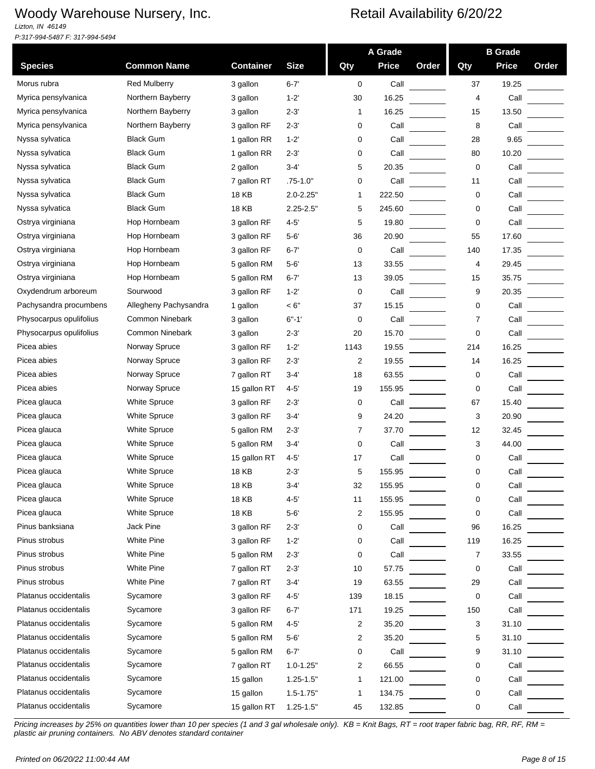# Woody Warehouse Nursery, Inc.

*Lizton, IN 46149*
*P:317-994-5487 F: 317-994-5494*

## Retail Availability 6/20/22

| Species | Common Name | Container | Size | A Grade Qty | A Grade Price | A Grade Order | B Grade Qty | B Grade Price | B Grade Order |
|---|---|---|---|---|---|---|---|---|---|
| Morus rubra | Red Mulberry | 3 gallon | 6-7' | 0 | Call | | 37 | 19.25 | |
| Myrica pensylvanica | Northern Bayberry | 3 gallon | 1-2' | 30 | 16.25 | | 4 | Call | |
| Myrica pensylvanica | Northern Bayberry | 3 gallon | 2-3' | 1 | 16.25 | | 15 | 13.50 | |
| Myrica pensylvanica | Northern Bayberry | 3 gallon RF | 2-3' | 0 | Call | | 8 | Call | |
| Nyssa sylvatica | Black Gum | 1 gallon RR | 1-2' | 0 | Call | | 28 | 9.65 | |
| Nyssa sylvatica | Black Gum | 1 gallon RR | 2-3' | 0 | Call | | 80 | 10.20 | |
| Nyssa sylvatica | Black Gum | 2 gallon | 3-4' | 5 | 20.35 | | 0 | Call | |
| Nyssa sylvatica | Black Gum | 7 gallon RT | .75-1.0" | 0 | Call | | 11 | Call | |
| Nyssa sylvatica | Black Gum | 18 KB | 2.0-2.25" | 1 | 222.50 | | 0 | Call | |
| Nyssa sylvatica | Black Gum | 18 KB | 2.25-2.5" | 5 | 245.60 | | 0 | Call | |
| Ostrya virginiana | Hop Hornbeam | 3 gallon RF | 4-5' | 5 | 19.80 | | 0 | Call | |
| Ostrya virginiana | Hop Hornbeam | 3 gallon RF | 5-6' | 36 | 20.90 | | 55 | 17.60 | |
| Ostrya virginiana | Hop Hornbeam | 3 gallon RF | 6-7' | 0 | Call | | 140 | 17.35 | |
| Ostrya virginiana | Hop Hornbeam | 5 gallon RM | 5-6' | 13 | 33.55 | | 4 | 29.45 | |
| Ostrya virginiana | Hop Hornbeam | 5 gallon RM | 6-7' | 13 | 39.05 | | 15 | 35.75 | |
| Oxydendrum arboreum | Sourwood | 3 gallon RF | 1-2' | 0 | Call | | 9 | 20.35 | |
| Pachysandra procumbens | Allegheny Pachysandra | 1 gallon | < 6" | 37 | 15.15 | | 0 | Call | |
| Physocarpus opulifolius | Common Ninebark | 3 gallon | 6"-1' | 0 | Call | | 7 | Call | |
| Physocarpus opulifolius | Common Ninebark | 3 gallon | 2-3' | 20 | 15.70 | | 0 | Call | |
| Picea abies | Norway Spruce | 3 gallon RF | 1-2' | 1143 | 19.55 | | 214 | 16.25 | |
| Picea abies | Norway Spruce | 3 gallon RF | 2-3' | 2 | 19.55 | | 14 | 16.25 | |
| Picea abies | Norway Spruce | 7 gallon RT | 3-4' | 18 | 63.55 | | 0 | Call | |
| Picea abies | Norway Spruce | 15 gallon RT | 4-5' | 19 | 155.95 | | 0 | Call | |
| Picea glauca | White Spruce | 3 gallon RF | 2-3' | 0 | Call | | 67 | 15.40 | |
| Picea glauca | White Spruce | 3 gallon RF | 3-4' | 9 | 24.20 | | 3 | 20.90 | |
| Picea glauca | White Spruce | 5 gallon RM | 2-3' | 7 | 37.70 | | 12 | 32.45 | |
| Picea glauca | White Spruce | 5 gallon RM | 3-4' | 0 | Call | | 3 | 44.00 | |
| Picea glauca | White Spruce | 15 gallon RT | 4-5' | 17 | Call | | 0 | Call | |
| Picea glauca | White Spruce | 18 KB | 2-3' | 5 | 155.95 | | 0 | Call | |
| Picea glauca | White Spruce | 18 KB | 3-4' | 32 | 155.95 | | 0 | Call | |
| Picea glauca | White Spruce | 18 KB | 4-5' | 11 | 155.95 | | 0 | Call | |
| Picea glauca | White Spruce | 18 KB | 5-6' | 2 | 155.95 | | 0 | Call | |
| Pinus banksiana | Jack Pine | 3 gallon RF | 2-3' | 0 | Call | | 96 | 16.25 | |
| Pinus strobus | White Pine | 3 gallon RF | 1-2' | 0 | Call | | 119 | 16.25 | |
| Pinus strobus | White Pine | 5 gallon RM | 2-3' | 0 | Call | | 7 | 33.55 | |
| Pinus strobus | White Pine | 7 gallon RT | 2-3' | 10 | 57.75 | | 0 | Call | |
| Pinus strobus | White Pine | 7 gallon RT | 3-4' | 19 | 63.55 | | 29 | Call | |
| Platanus occidentalis | Sycamore | 3 gallon RF | 4-5' | 139 | 18.15 | | 0 | Call | |
| Platanus occidentalis | Sycamore | 3 gallon RF | 6-7' | 171 | 19.25 | | 150 | Call | |
| Platanus occidentalis | Sycamore | 5 gallon RM | 4-5' | 2 | 35.20 | | 3 | 31.10 | |
| Platanus occidentalis | Sycamore | 5 gallon RM | 5-6' | 2 | 35.20 | | 5 | 31.10 | |
| Platanus occidentalis | Sycamore | 5 gallon RM | 6-7' | 0 | Call | | 9 | 31.10 | |
| Platanus occidentalis | Sycamore | 7 gallon RT | 1.0-1.25" | 2 | 66.55 | | 0 | Call | |
| Platanus occidentalis | Sycamore | 15 gallon | 1.25-1.5" | 1 | 121.00 | | 0 | Call | |
| Platanus occidentalis | Sycamore | 15 gallon | 1.5-1.75" | 1 | 134.75 | | 0 | Call | |
| Platanus occidentalis | Sycamore | 15 gallon RT | 1.25-1.5" | 45 | 132.85 | | 0 | Call | |

*Pricing increases by 25% on quantities lower than 10 per species (1 and 3 gal wholesale only). KB = Knit Bags, RT = root traper fabric bag, RR, RF, RM = plastic air pruning containers. No ABV denotes standard container*

*Printed on 06/20/22 11:00:44 AM*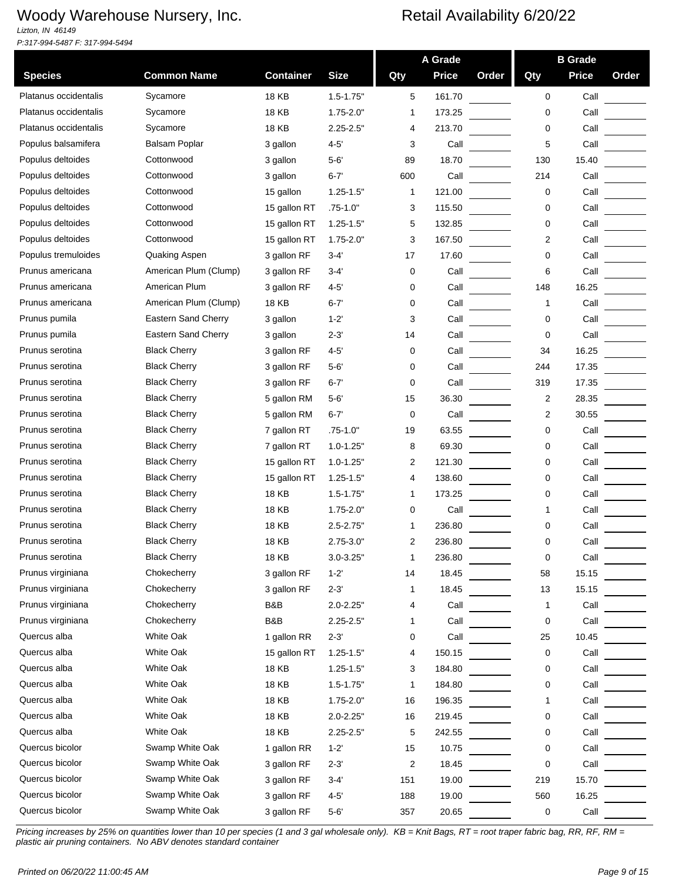# Woody Warehouse Nursery, Inc.

*Lizton, IN 46149*
*P:317-994-5487 F: 317-994-5494*

## Retail Availability 6/20/22

| Species | Common Name | Container | Size | A Grade Qty | A Grade Price | A Grade Order | B Grade Qty | B Grade Price | B Grade Order |
|---|---|---|---|---|---|---|---|---|---|
| Platanus occidentalis | Sycamore | 18 KB | 1.5-1.75" | 5 | 161.70 | | 0 | Call | |
| Platanus occidentalis | Sycamore | 18 KB | 1.75-2.0" | 1 | 173.25 | | 0 | Call | |
| Platanus occidentalis | Sycamore | 18 KB | 2.25-2.5" | 4 | 213.70 | | 0 | Call | |
| Populus balsamifera | Balsam Poplar | 3 gallon | 4-5' | 3 | Call | | 5 | Call | |
| Populus deltoides | Cottonwood | 3 gallon | 5-6' | 89 | 18.70 | | 130 | 15.40 | |
| Populus deltoides | Cottonwood | 3 gallon | 6-7' | 600 | Call | | 214 | Call | |
| Populus deltoides | Cottonwood | 15 gallon | 1.25-1.5" | 1 | 121.00 | | 0 | Call | |
| Populus deltoides | Cottonwood | 15 gallon RT | .75-1.0" | 3 | 115.50 | | 0 | Call | |
| Populus deltoides | Cottonwood | 15 gallon RT | 1.25-1.5" | 5 | 132.85 | | 0 | Call | |
| Populus deltoides | Cottonwood | 15 gallon RT | 1.75-2.0" | 3 | 167.50 | | 2 | Call | |
| Populus tremuloides | Quaking Aspen | 3 gallon RF | 3-4' | 17 | 17.60 | | 0 | Call | |
| Prunus americana | American Plum (Clump) | 3 gallon RF | 3-4' | 0 | Call | | 6 | Call | |
| Prunus americana | American Plum | 3 gallon RF | 4-5' | 0 | Call | | 148 | 16.25 | |
| Prunus americana | American Plum (Clump) | 18 KB | 6-7' | 0 | Call | | 1 | Call | |
| Prunus pumila | Eastern Sand Cherry | 3 gallon | 1-2' | 3 | Call | | 0 | Call | |
| Prunus pumila | Eastern Sand Cherry | 3 gallon | 2-3' | 14 | Call | | 0 | Call | |
| Prunus serotina | Black Cherry | 3 gallon RF | 4-5' | 0 | Call | | 34 | 16.25 | |
| Prunus serotina | Black Cherry | 3 gallon RF | 5-6' | 0 | Call | | 244 | 17.35 | |
| Prunus serotina | Black Cherry | 3 gallon RF | 6-7' | 0 | Call | | 319 | 17.35 | |
| Prunus serotina | Black Cherry | 5 gallon RM | 5-6' | 15 | 36.30 | | 2 | 28.35 | |
| Prunus serotina | Black Cherry | 5 gallon RM | 6-7' | 0 | Call | | 2 | 30.55 | |
| Prunus serotina | Black Cherry | 7 gallon RT | .75-1.0" | 19 | 63.55 | | 0 | Call | |
| Prunus serotina | Black Cherry | 7 gallon RT | 1.0-1.25" | 8 | 69.30 | | 0 | Call | |
| Prunus serotina | Black Cherry | 15 gallon RT | 1.0-1.25" | 2 | 121.30 | | 0 | Call | |
| Prunus serotina | Black Cherry | 15 gallon RT | 1.25-1.5" | 4 | 138.60 | | 0 | Call | |
| Prunus serotina | Black Cherry | 18 KB | 1.5-1.75" | 1 | 173.25 | | 0 | Call | |
| Prunus serotina | Black Cherry | 18 KB | 1.75-2.0" | 0 | Call | | 1 | Call | |
| Prunus serotina | Black Cherry | 18 KB | 2.5-2.75" | 1 | 236.80 | | 0 | Call | |
| Prunus serotina | Black Cherry | 18 KB | 2.75-3.0" | 2 | 236.80 | | 0 | Call | |
| Prunus serotina | Black Cherry | 18 KB | 3.0-3.25" | 1 | 236.80 | | 0 | Call | |
| Prunus virginiana | Chokecherry | 3 gallon RF | 1-2' | 14 | 18.45 | | 58 | 15.15 | |
| Prunus virginiana | Chokecherry | 3 gallon RF | 2-3' | 1 | 18.45 | | 13 | 15.15 | |
| Prunus virginiana | Chokecherry | B&B | 2.0-2.25" | 4 | Call | | 1 | Call | |
| Prunus virginiana | Chokecherry | B&B | 2.25-2.5" | 1 | Call | | 0 | Call | |
| Quercus alba | White Oak | 1 gallon RR | 2-3' | 0 | Call | | 25 | 10.45 | |
| Quercus alba | White Oak | 15 gallon RT | 1.25-1.5" | 4 | 150.15 | | 0 | Call | |
| Quercus alba | White Oak | 18 KB | 1.25-1.5" | 3 | 184.80 | | 0 | Call | |
| Quercus alba | White Oak | 18 KB | 1.5-1.75" | 1 | 184.80 | | 0 | Call | |
| Quercus alba | White Oak | 18 KB | 1.75-2.0" | 16 | 196.35 | | 1 | Call | |
| Quercus alba | White Oak | 18 KB | 2.0-2.25" | 16 | 219.45 | | 0 | Call | |
| Quercus alba | White Oak | 18 KB | 2.25-2.5" | 5 | 242.55 | | 0 | Call | |
| Quercus bicolor | Swamp White Oak | 1 gallon RR | 1-2' | 15 | 10.75 | | 0 | Call | |
| Quercus bicolor | Swamp White Oak | 3 gallon RF | 2-3' | 2 | 18.45 | | 0 | Call | |
| Quercus bicolor | Swamp White Oak | 3 gallon RF | 3-4' | 151 | 19.00 | | 219 | 15.70 | |
| Quercus bicolor | Swamp White Oak | 3 gallon RF | 4-5' | 188 | 19.00 | | 560 | 16.25 | |
| Quercus bicolor | Swamp White Oak | 3 gallon RF | 5-6' | 357 | 20.65 | | 0 | Call | |

*Pricing increases by 25% on quantities lower than 10 per species (1 and 3 gal wholesale only). KB = Knit Bags, RT = root traper fabric bag, RR, RF, RM = plastic air pruning containers. No ABV denotes standard container*

*Printed on 06/20/22 11:00:45 AM*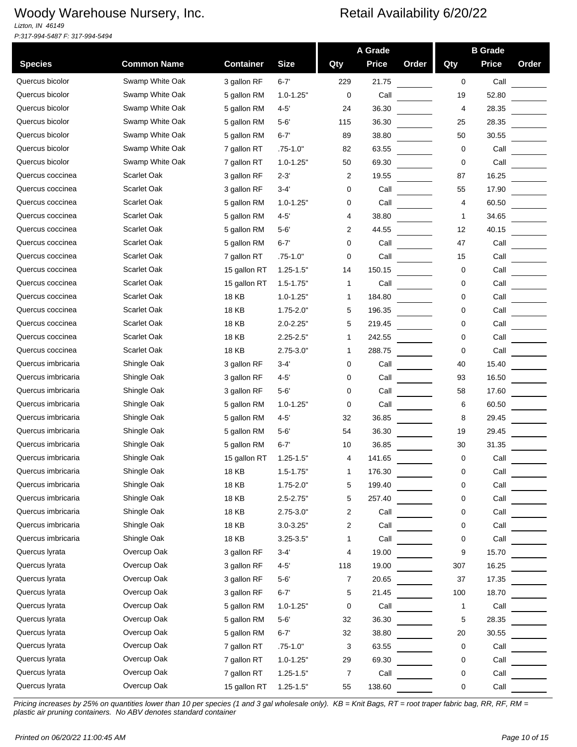# Woody Warehouse Nursery, Inc.

*Lizton, IN 46149*
*P:317-994-5487 F: 317-994-5494*

## Retail Availability 6/20/22

| Species | Common Name | Container | Size | A Grade Qty | A Grade Price | A Grade Order | B Grade Qty | B Grade Price | B Grade Order |
|---|---|---|---|---|---|---|---|---|---|
| Quercus bicolor | Swamp White Oak | 3 gallon RF | 6-7' | 229 | 21.75 | | 0 | Call | |
| Quercus bicolor | Swamp White Oak | 5 gallon RM | 1.0-1.25" | 0 | Call | | 19 | 52.80 | |
| Quercus bicolor | Swamp White Oak | 5 gallon RM | 4-5' | 24 | 36.30 | | 4 | 28.35 | |
| Quercus bicolor | Swamp White Oak | 5 gallon RM | 5-6' | 115 | 36.30 | | 25 | 28.35 | |
| Quercus bicolor | Swamp White Oak | 5 gallon RM | 6-7' | 89 | 38.80 | | 50 | 30.55 | |
| Quercus bicolor | Swamp White Oak | 7 gallon RT | .75-1.0" | 82 | 63.55 | | 0 | Call | |
| Quercus bicolor | Swamp White Oak | 7 gallon RT | 1.0-1.25" | 50 | 69.30 | | 0 | Call | |
| Quercus coccinea | Scarlet Oak | 3 gallon RF | 2-3' | 2 | 19.55 | | 87 | 16.25 | |
| Quercus coccinea | Scarlet Oak | 3 gallon RF | 3-4' | 0 | Call | | 55 | 17.90 | |
| Quercus coccinea | Scarlet Oak | 5 gallon RM | 1.0-1.25" | 0 | Call | | 4 | 60.50 | |
| Quercus coccinea | Scarlet Oak | 5 gallon RM | 4-5' | 4 | 38.80 | | 1 | 34.65 | |
| Quercus coccinea | Scarlet Oak | 5 gallon RM | 5-6' | 2 | 44.55 | | 12 | 40.15 | |
| Quercus coccinea | Scarlet Oak | 5 gallon RM | 6-7' | 0 | Call | | 47 | Call | |
| Quercus coccinea | Scarlet Oak | 7 gallon RT | .75-1.0" | 0 | Call | | 15 | Call | |
| Quercus coccinea | Scarlet Oak | 15 gallon RT | 1.25-1.5" | 14 | 150.15 | | 0 | Call | |
| Quercus coccinea | Scarlet Oak | 15 gallon RT | 1.5-1.75" | 1 | Call | | 0 | Call | |
| Quercus coccinea | Scarlet Oak | 18 KB | 1.0-1.25" | 1 | 184.80 | | 0 | Call | |
| Quercus coccinea | Scarlet Oak | 18 KB | 1.75-2.0" | 5 | 196.35 | | 0 | Call | |
| Quercus coccinea | Scarlet Oak | 18 KB | 2.0-2.25" | 5 | 219.45 | | 0 | Call | |
| Quercus coccinea | Scarlet Oak | 18 KB | 2.25-2.5" | 1 | 242.55 | | 0 | Call | |
| Quercus coccinea | Scarlet Oak | 18 KB | 2.75-3.0" | 1 | 288.75 | | 0 | Call | |
| Quercus imbricaria | Shingle Oak | 3 gallon RF | 3-4' | 0 | Call | | 40 | 15.40 | |
| Quercus imbricaria | Shingle Oak | 3 gallon RF | 4-5' | 0 | Call | | 93 | 16.50 | |
| Quercus imbricaria | Shingle Oak | 3 gallon RF | 5-6' | 0 | Call | | 58 | 17.60 | |
| Quercus imbricaria | Shingle Oak | 5 gallon RM | 1.0-1.25" | 0 | Call | | 6 | 60.50 | |
| Quercus imbricaria | Shingle Oak | 5 gallon RM | 4-5' | 32 | 36.85 | | 8 | 29.45 | |
| Quercus imbricaria | Shingle Oak | 5 gallon RM | 5-6' | 54 | 36.30 | | 19 | 29.45 | |
| Quercus imbricaria | Shingle Oak | 5 gallon RM | 6-7' | 10 | 36.85 | | 30 | 31.35 | |
| Quercus imbricaria | Shingle Oak | 15 gallon RT | 1.25-1.5" | 4 | 141.65 | | 0 | Call | |
| Quercus imbricaria | Shingle Oak | 18 KB | 1.5-1.75" | 1 | 176.30 | | 0 | Call | |
| Quercus imbricaria | Shingle Oak | 18 KB | 1.75-2.0" | 5 | 199.40 | | 0 | Call | |
| Quercus imbricaria | Shingle Oak | 18 KB | 2.5-2.75" | 5 | 257.40 | | 0 | Call | |
| Quercus imbricaria | Shingle Oak | 18 KB | 2.75-3.0" | 2 | Call | | 0 | Call | |
| Quercus imbricaria | Shingle Oak | 18 KB | 3.0-3.25" | 2 | Call | | 0 | Call | |
| Quercus imbricaria | Shingle Oak | 18 KB | 3.25-3.5" | 1 | Call | | 0 | Call | |
| Quercus lyrata | Overcup Oak | 3 gallon RF | 3-4' | 4 | 19.00 | | 9 | 15.70 | |
| Quercus lyrata | Overcup Oak | 3 gallon RF | 4-5' | 118 | 19.00 | | 307 | 16.25 | |
| Quercus lyrata | Overcup Oak | 3 gallon RF | 5-6' | 7 | 20.65 | | 37 | 17.35 | |
| Quercus lyrata | Overcup Oak | 3 gallon RF | 6-7' | 5 | 21.45 | | 100 | 18.70 | |
| Quercus lyrata | Overcup Oak | 5 gallon RM | 1.0-1.25" | 0 | Call | | 1 | Call | |
| Quercus lyrata | Overcup Oak | 5 gallon RM | 5-6' | 32 | 36.30 | | 5 | 28.35 | |
| Quercus lyrata | Overcup Oak | 5 gallon RM | 6-7' | 32 | 38.80 | | 20 | 30.55 | |
| Quercus lyrata | Overcup Oak | 7 gallon RT | .75-1.0" | 3 | 63.55 | | 0 | Call | |
| Quercus lyrata | Overcup Oak | 7 gallon RT | 1.0-1.25" | 29 | 69.30 | | 0 | Call | |
| Quercus lyrata | Overcup Oak | 7 gallon RT | 1.25-1.5" | 7 | Call | | 0 | Call | |
| Quercus lyrata | Overcup Oak | 15 gallon RT | 1.25-1.5" | 55 | 138.60 | | 0 | Call | |

*Pricing increases by 25% on quantities lower than 10 per species (1 and 3 gal wholesale only). KB = Knit Bags, RT = root traper fabric bag, RR, RF, RM = plastic air pruning containers. No ABV denotes standard container*

*Printed on 06/20/22 11:00:45 AM*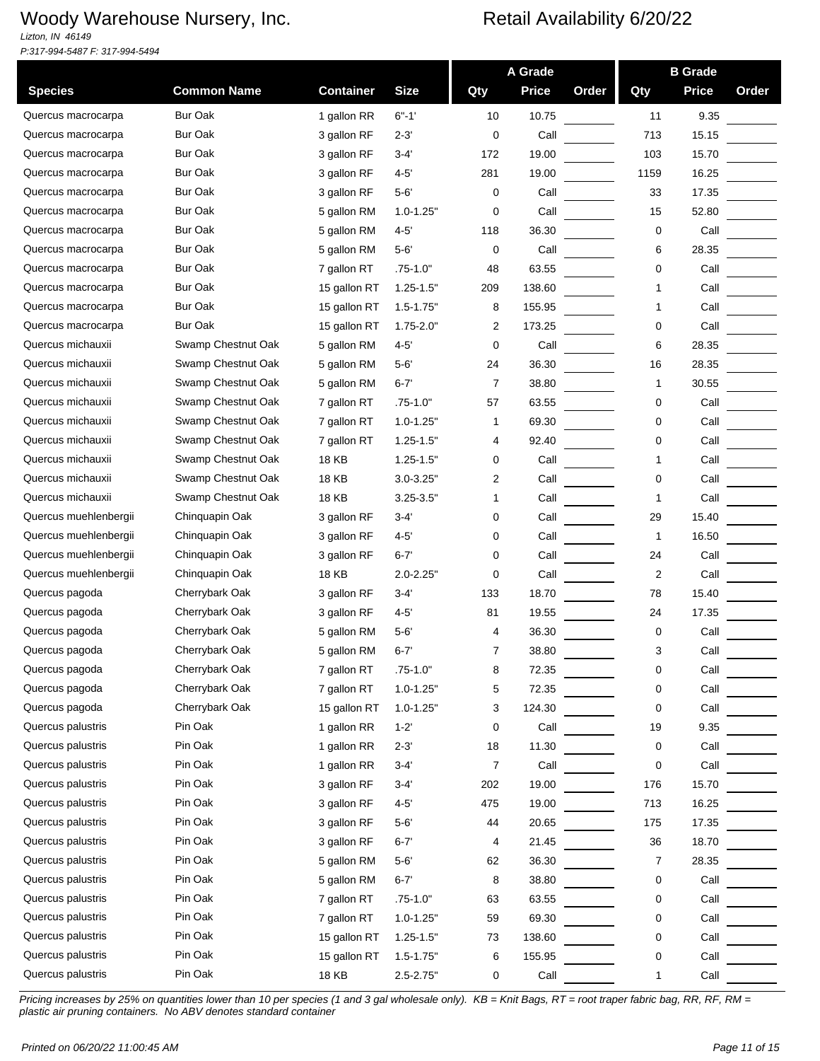# Woody Warehouse Nursery, Inc.

*Lizton, IN 46149*
*P:317-994-5487 F: 317-994-5494*

## Retail Availability 6/20/22

| Species | Common Name | Container | Size | A Grade Qty | A Grade Price | A Grade Order | B Grade Qty | B Grade Price | B Grade Order |
|---|---|---|---|---|---|---|---|---|---|
| Quercus macrocarpa | Bur Oak | 1 gallon RR | 6"-1' | 10 | 10.75 | | 11 | 9.35 | |
| Quercus macrocarpa | Bur Oak | 3 gallon RF | 2-3' | 0 | Call | | 713 | 15.15 | |
| Quercus macrocarpa | Bur Oak | 3 gallon RF | 3-4' | 172 | 19.00 | | 103 | 15.70 | |
| Quercus macrocarpa | Bur Oak | 3 gallon RF | 4-5' | 281 | 19.00 | | 1159 | 16.25 | |
| Quercus macrocarpa | Bur Oak | 3 gallon RF | 5-6' | 0 | Call | | 33 | 17.35 | |
| Quercus macrocarpa | Bur Oak | 5 gallon RM | 1.0-1.25" | 0 | Call | | 15 | 52.80 | |
| Quercus macrocarpa | Bur Oak | 5 gallon RM | 4-5' | 118 | 36.30 | | 0 | Call | |
| Quercus macrocarpa | Bur Oak | 5 gallon RM | 5-6' | 0 | Call | | 6 | 28.35 | |
| Quercus macrocarpa | Bur Oak | 7 gallon RT | .75-1.0" | 48 | 63.55 | | 0 | Call | |
| Quercus macrocarpa | Bur Oak | 15 gallon RT | 1.25-1.5" | 209 | 138.60 | | 1 | Call | |
| Quercus macrocarpa | Bur Oak | 15 gallon RT | 1.5-1.75" | 8 | 155.95 | | 1 | Call | |
| Quercus macrocarpa | Bur Oak | 15 gallon RT | 1.75-2.0" | 2 | 173.25 | | 0 | Call | |
| Quercus michauxii | Swamp Chestnut Oak | 5 gallon RM | 4-5' | 0 | Call | | 6 | 28.35 | |
| Quercus michauxii | Swamp Chestnut Oak | 5 gallon RM | 5-6' | 24 | 36.30 | | 16 | 28.35 | |
| Quercus michauxii | Swamp Chestnut Oak | 5 gallon RM | 6-7' | 7 | 38.80 | | 1 | 30.55 | |
| Quercus michauxii | Swamp Chestnut Oak | 7 gallon RT | .75-1.0" | 57 | 63.55 | | 0 | Call | |
| Quercus michauxii | Swamp Chestnut Oak | 7 gallon RT | 1.0-1.25" | 1 | 69.30 | | 0 | Call | |
| Quercus michauxii | Swamp Chestnut Oak | 7 gallon RT | 1.25-1.5" | 4 | 92.40 | | 0 | Call | |
| Quercus michauxii | Swamp Chestnut Oak | 18 KB | 1.25-1.5" | 0 | Call | | 1 | Call | |
| Quercus michauxii | Swamp Chestnut Oak | 18 KB | 3.0-3.25" | 2 | Call | | 0 | Call | |
| Quercus michauxii | Swamp Chestnut Oak | 18 KB | 3.25-3.5" | 1 | Call | | 1 | Call | |
| Quercus muehlenbergii | Chinquapin Oak | 3 gallon RF | 3-4' | 0 | Call | | 29 | 15.40 | |
| Quercus muehlenbergii | Chinquapin Oak | 3 gallon RF | 4-5' | 0 | Call | | 1 | 16.50 | |
| Quercus muehlenbergii | Chinquapin Oak | 3 gallon RF | 6-7' | 0 | Call | | 24 | Call | |
| Quercus muehlenbergii | Chinquapin Oak | 18 KB | 2.0-2.25" | 0 | Call | | 2 | Call | |
| Quercus pagoda | Cherrybark Oak | 3 gallon RF | 3-4' | 133 | 18.70 | | 78 | 15.40 | |
| Quercus pagoda | Cherrybark Oak | 3 gallon RF | 4-5' | 81 | 19.55 | | 24 | 17.35 | |
| Quercus pagoda | Cherrybark Oak | 5 gallon RM | 5-6' | 4 | 36.30 | | 0 | Call | |
| Quercus pagoda | Cherrybark Oak | 5 gallon RM | 6-7' | 7 | 38.80 | | 3 | Call | |
| Quercus pagoda | Cherrybark Oak | 7 gallon RT | .75-1.0" | 8 | 72.35 | | 0 | Call | |
| Quercus pagoda | Cherrybark Oak | 7 gallon RT | 1.0-1.25" | 5 | 72.35 | | 0 | Call | |
| Quercus pagoda | Cherrybark Oak | 15 gallon RT | 1.0-1.25" | 3 | 124.30 | | 0 | Call | |
| Quercus palustris | Pin Oak | 1 gallon RR | 1-2' | 0 | Call | | 19 | 9.35 | |
| Quercus palustris | Pin Oak | 1 gallon RR | 2-3' | 18 | 11.30 | | 0 | Call | |
| Quercus palustris | Pin Oak | 1 gallon RR | 3-4' | 7 | Call | | 0 | Call | |
| Quercus palustris | Pin Oak | 3 gallon RF | 3-4' | 202 | 19.00 | | 176 | 15.70 | |
| Quercus palustris | Pin Oak | 3 gallon RF | 4-5' | 475 | 19.00 | | 713 | 16.25 | |
| Quercus palustris | Pin Oak | 3 gallon RF | 5-6' | 44 | 20.65 | | 175 | 17.35 | |
| Quercus palustris | Pin Oak | 3 gallon RF | 6-7' | 4 | 21.45 | | 36 | 18.70 | |
| Quercus palustris | Pin Oak | 5 gallon RM | 5-6' | 62 | 36.30 | | 7 | 28.35 | |
| Quercus palustris | Pin Oak | 5 gallon RM | 6-7' | 8 | 38.80 | | 0 | Call | |
| Quercus palustris | Pin Oak | 7 gallon RT | .75-1.0" | 63 | 63.55 | | 0 | Call | |
| Quercus palustris | Pin Oak | 7 gallon RT | 1.0-1.25" | 59 | 69.30 | | 0 | Call | |
| Quercus palustris | Pin Oak | 15 gallon RT | 1.25-1.5" | 73 | 138.60 | | 0 | Call | |
| Quercus palustris | Pin Oak | 15 gallon RT | 1.5-1.75" | 6 | 155.95 | | 0 | Call | |
| Quercus palustris | Pin Oak | 18 KB | 2.5-2.75" | 0 | Call | | 1 | Call | |

*Pricing increases by 25% on quantities lower than 10 per species (1 and 3 gal wholesale only). KB = Knit Bags, RT = root traper fabric bag, RR, RF, RM = plastic air pruning containers. No ABV denotes standard container*

*Printed on 06/20/22 11:00:45 AM*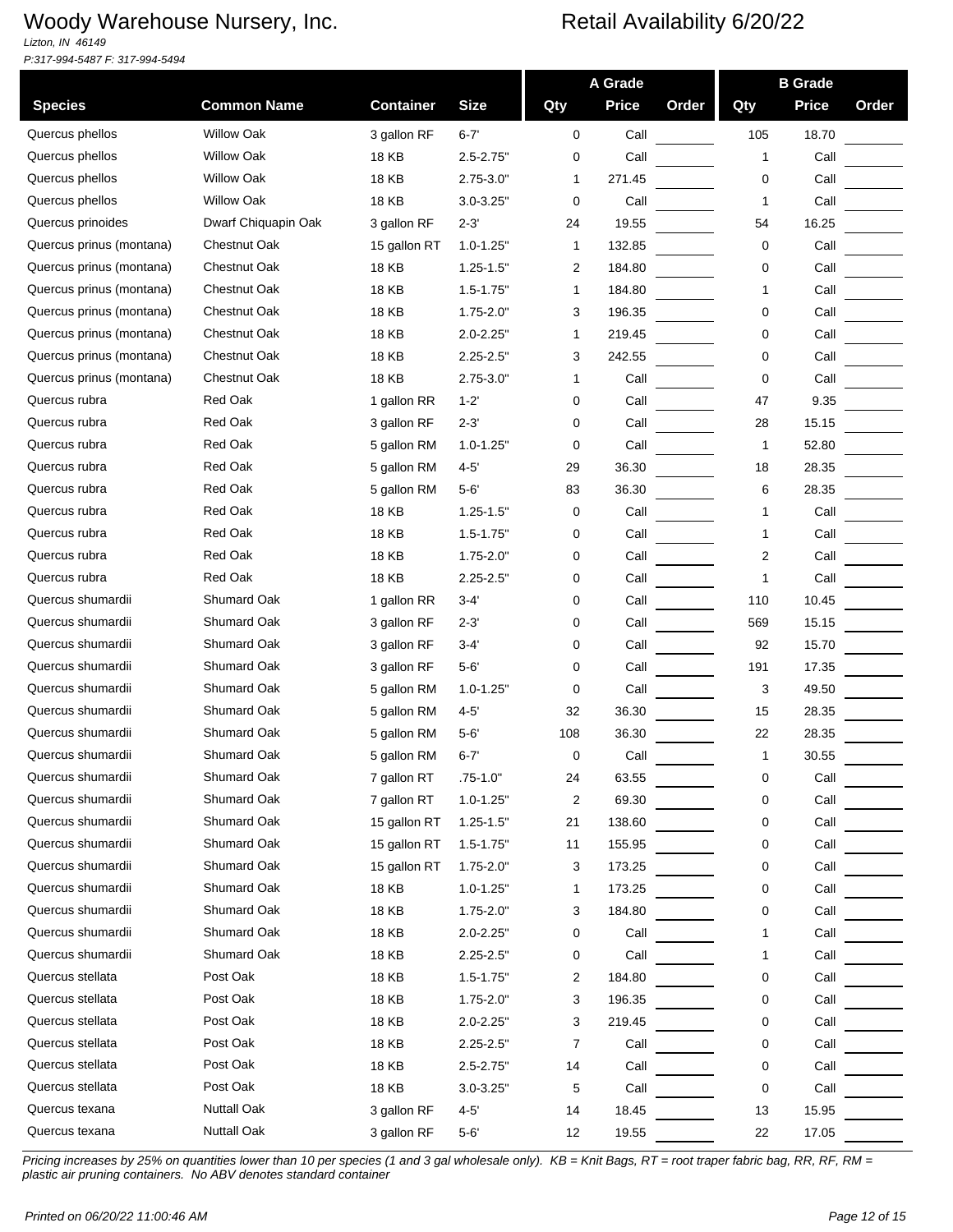# Woody Warehouse Nursery, Inc.

*Lizton, IN 46149*
*P:317-994-5487 F: 317-994-5494*

## Retail Availability 6/20/22

| Species | Common Name | Container | Size | A Grade Qty | A Grade Price | A Grade Order | B Grade Qty | B Grade Price | B Grade Order |
|---|---|---|---|---|---|---|---|---|---|
| Quercus phellos | Willow Oak | 3 gallon RF | 6-7' | 0 | Call | | 105 | 18.70 | |
| Quercus phellos | Willow Oak | 18 KB | 2.5-2.75" | 0 | Call | | 1 | Call | |
| Quercus phellos | Willow Oak | 18 KB | 2.75-3.0" | 1 | 271.45 | | 0 | Call | |
| Quercus phellos | Willow Oak | 18 KB | 3.0-3.25" | 0 | Call | | 1 | Call | |
| Quercus prinoides | Dwarf Chiquapin Oak | 3 gallon RF | 2-3' | 24 | 19.55 | | 54 | 16.25 | |
| Quercus prinus (montana) | Chestnut Oak | 15 gallon RT | 1.0-1.25" | 1 | 132.85 | | 0 | Call | |
| Quercus prinus (montana) | Chestnut Oak | 18 KB | 1.25-1.5" | 2 | 184.80 | | 0 | Call | |
| Quercus prinus (montana) | Chestnut Oak | 18 KB | 1.5-1.75" | 1 | 184.80 | | 1 | Call | |
| Quercus prinus (montana) | Chestnut Oak | 18 KB | 1.75-2.0" | 3 | 196.35 | | 0 | Call | |
| Quercus prinus (montana) | Chestnut Oak | 18 KB | 2.0-2.25" | 1 | 219.45 | | 0 | Call | |
| Quercus prinus (montana) | Chestnut Oak | 18 KB | 2.25-2.5" | 3 | 242.55 | | 0 | Call | |
| Quercus prinus (montana) | Chestnut Oak | 18 KB | 2.75-3.0" | 1 | Call | | 0 | Call | |
| Quercus rubra | Red Oak | 1 gallon RR | 1-2' | 0 | Call | | 47 | 9.35 | |
| Quercus rubra | Red Oak | 3 gallon RF | 2-3' | 0 | Call | | 28 | 15.15 | |
| Quercus rubra | Red Oak | 5 gallon RM | 1.0-1.25" | 0 | Call | | 1 | 52.80 | |
| Quercus rubra | Red Oak | 5 gallon RM | 4-5' | 29 | 36.30 | | 18 | 28.35 | |
| Quercus rubra | Red Oak | 5 gallon RM | 5-6' | 83 | 36.30 | | 6 | 28.35 | |
| Quercus rubra | Red Oak | 18 KB | 1.25-1.5" | 0 | Call | | 1 | Call | |
| Quercus rubra | Red Oak | 18 KB | 1.5-1.75" | 0 | Call | | 1 | Call | |
| Quercus rubra | Red Oak | 18 KB | 1.75-2.0" | 0 | Call | | 2 | Call | |
| Quercus rubra | Red Oak | 18 KB | 2.25-2.5" | 0 | Call | | 1 | Call | |
| Quercus shumardii | Shumard Oak | 1 gallon RR | 3-4' | 0 | Call | | 110 | 10.45 | |
| Quercus shumardii | Shumard Oak | 3 gallon RF | 2-3' | 0 | Call | | 569 | 15.15 | |
| Quercus shumardii | Shumard Oak | 3 gallon RF | 3-4' | 0 | Call | | 92 | 15.70 | |
| Quercus shumardii | Shumard Oak | 3 gallon RF | 5-6' | 0 | Call | | 191 | 17.35 | |
| Quercus shumardii | Shumard Oak | 5 gallon RM | 1.0-1.25" | 0 | Call | | 3 | 49.50 | |
| Quercus shumardii | Shumard Oak | 5 gallon RM | 4-5' | 32 | 36.30 | | 15 | 28.35 | |
| Quercus shumardii | Shumard Oak | 5 gallon RM | 5-6' | 108 | 36.30 | | 22 | 28.35 | |
| Quercus shumardii | Shumard Oak | 5 gallon RM | 6-7' | 0 | Call | | 1 | 30.55 | |
| Quercus shumardii | Shumard Oak | 7 gallon RT | .75-1.0" | 24 | 63.55 | | 0 | Call | |
| Quercus shumardii | Shumard Oak | 7 gallon RT | 1.0-1.25" | 2 | 69.30 | | 0 | Call | |
| Quercus shumardii | Shumard Oak | 15 gallon RT | 1.25-1.5" | 21 | 138.60 | | 0 | Call | |
| Quercus shumardii | Shumard Oak | 15 gallon RT | 1.5-1.75" | 11 | 155.95 | | 0 | Call | |
| Quercus shumardii | Shumard Oak | 15 gallon RT | 1.75-2.0" | 3 | 173.25 | | 0 | Call | |
| Quercus shumardii | Shumard Oak | 18 KB | 1.0-1.25" | 1 | 173.25 | | 0 | Call | |
| Quercus shumardii | Shumard Oak | 18 KB | 1.75-2.0" | 3 | 184.80 | | 0 | Call | |
| Quercus shumardii | Shumard Oak | 18 KB | 2.0-2.25" | 0 | Call | | 1 | Call | |
| Quercus shumardii | Shumard Oak | 18 KB | 2.25-2.5" | 0 | Call | | 1 | Call | |
| Quercus stellata | Post Oak | 18 KB | 1.5-1.75" | 2 | 184.80 | | 0 | Call | |
| Quercus stellata | Post Oak | 18 KB | 1.75-2.0" | 3 | 196.35 | | 0 | Call | |
| Quercus stellata | Post Oak | 18 KB | 2.0-2.25" | 3 | 219.45 | | 0 | Call | |
| Quercus stellata | Post Oak | 18 KB | 2.25-2.5" | 7 | Call | | 0 | Call | |
| Quercus stellata | Post Oak | 18 KB | 2.5-2.75" | 14 | Call | | 0 | Call | |
| Quercus stellata | Post Oak | 18 KB | 3.0-3.25" | 5 | Call | | 0 | Call | |
| Quercus texana | Nuttall Oak | 3 gallon RF | 4-5' | 14 | 18.45 | | 13 | 15.95 | |
| Quercus texana | Nuttall Oak | 3 gallon RF | 5-6' | 12 | 19.55 | | 22 | 17.05 | |

*Pricing increases by 25% on quantities lower than 10 per species (1 and 3 gal wholesale only). KB = Knit Bags, RT = root traper fabric bag, RR, RF, RM = plastic air pruning containers. No ABV denotes standard container*

*Printed on 06/20/22 11:00:46 AM*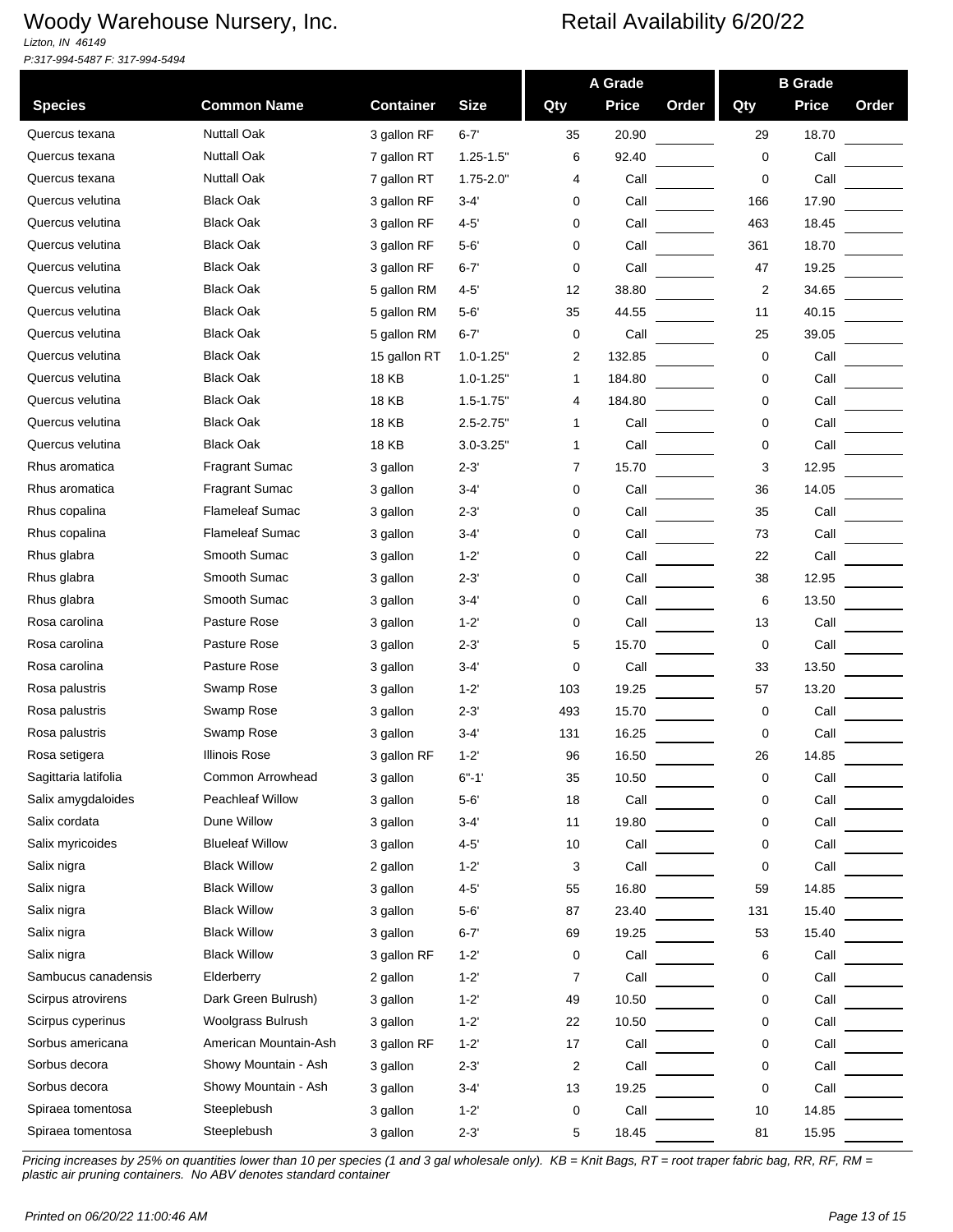# Woody Warehouse Nursery, Inc.

*Lizton, IN 46149*
*P:317-994-5487 F: 317-994-5494*

## Retail Availability 6/20/22

| Species | Common Name | Container | Size | A Grade Qty | A Grade Price | A Grade Order | B Grade Qty | B Grade Price | B Grade Order |
|---|---|---|---|---|---|---|---|---|---|
| Quercus texana | Nuttall Oak | 3 gallon RF | 6-7' | 35 | 20.90 | | 29 | 18.70 | |
| Quercus texana | Nuttall Oak | 7 gallon RT | 1.25-1.5" | 6 | 92.40 | | 0 | Call | |
| Quercus texana | Nuttall Oak | 7 gallon RT | 1.75-2.0" | 4 | Call | | 0 | Call | |
| Quercus velutina | Black Oak | 3 gallon RF | 3-4' | 0 | Call | | 166 | 17.90 | |
| Quercus velutina | Black Oak | 3 gallon RF | 4-5' | 0 | Call | | 463 | 18.45 | |
| Quercus velutina | Black Oak | 3 gallon RF | 5-6' | 0 | Call | | 361 | 18.70 | |
| Quercus velutina | Black Oak | 3 gallon RF | 6-7' | 0 | Call | | 47 | 19.25 | |
| Quercus velutina | Black Oak | 5 gallon RM | 4-5' | 12 | 38.80 | | 2 | 34.65 | |
| Quercus velutina | Black Oak | 5 gallon RM | 5-6' | 35 | 44.55 | | 11 | 40.15 | |
| Quercus velutina | Black Oak | 5 gallon RM | 6-7' | 0 | Call | | 25 | 39.05 | |
| Quercus velutina | Black Oak | 15 gallon RT | 1.0-1.25" | 2 | 132.85 | | 0 | Call | |
| Quercus velutina | Black Oak | 18 KB | 1.0-1.25" | 1 | 184.80 | | 0 | Call | |
| Quercus velutina | Black Oak | 18 KB | 1.5-1.75" | 4 | 184.80 | | 0 | Call | |
| Quercus velutina | Black Oak | 18 KB | 2.5-2.75" | 1 | Call | | 0 | Call | |
| Quercus velutina | Black Oak | 18 KB | 3.0-3.25" | 1 | Call | | 0 | Call | |
| Rhus aromatica | Fragrant Sumac | 3 gallon | 2-3' | 7 | 15.70 | | 3 | 12.95 | |
| Rhus aromatica | Fragrant Sumac | 3 gallon | 3-4' | 0 | Call | | 36 | 14.05 | |
| Rhus copalina | Flameleaf Sumac | 3 gallon | 2-3' | 0 | Call | | 35 | Call | |
| Rhus copalina | Flameleaf Sumac | 3 gallon | 3-4' | 0 | Call | | 73 | Call | |
| Rhus glabra | Smooth Sumac | 3 gallon | 1-2' | 0 | Call | | 22 | Call | |
| Rhus glabra | Smooth Sumac | 3 gallon | 2-3' | 0 | Call | | 38 | 12.95 | |
| Rhus glabra | Smooth Sumac | 3 gallon | 3-4' | 0 | Call | | 6 | 13.50 | |
| Rosa carolina | Pasture Rose | 3 gallon | 1-2' | 0 | Call | | 13 | Call | |
| Rosa carolina | Pasture Rose | 3 gallon | 2-3' | 5 | 15.70 | | 0 | Call | |
| Rosa carolina | Pasture Rose | 3 gallon | 3-4' | 0 | Call | | 33 | 13.50 | |
| Rosa palustris | Swamp Rose | 3 gallon | 1-2' | 103 | 19.25 | | 57 | 13.20 | |
| Rosa palustris | Swamp Rose | 3 gallon | 2-3' | 493 | 15.70 | | 0 | Call | |
| Rosa palustris | Swamp Rose | 3 gallon | 3-4' | 131 | 16.25 | | 0 | Call | |
| Rosa setigera | Illinois Rose | 3 gallon RF | 1-2' | 96 | 16.50 | | 26 | 14.85 | |
| Sagittaria latifolia | Common Arrowhead | 3 gallon | 6"-1' | 35 | 10.50 | | 0 | Call | |
| Salix amygdaloides | Peachleaf Willow | 3 gallon | 5-6' | 18 | Call | | 0 | Call | |
| Salix cordata | Dune Willow | 3 gallon | 3-4' | 11 | 19.80 | | 0 | Call | |
| Salix myricoides | Blueleaf Willow | 3 gallon | 4-5' | 10 | Call | | 0 | Call | |
| Salix nigra | Black Willow | 2 gallon | 1-2' | 3 | Call | | 0 | Call | |
| Salix nigra | Black Willow | 3 gallon | 4-5' | 55 | 16.80 | | 59 | 14.85 | |
| Salix nigra | Black Willow | 3 gallon | 5-6' | 87 | 23.40 | | 131 | 15.40 | |
| Salix nigra | Black Willow | 3 gallon | 6-7' | 69 | 19.25 | | 53 | 15.40 | |
| Salix nigra | Black Willow | 3 gallon RF | 1-2' | 0 | Call | | 6 | Call | |
| Sambucus canadensis | Elderberry | 2 gallon | 1-2' | 7 | Call | | 0 | Call | |
| Scirpus atrovirens | Dark Green Bulrush) | 3 gallon | 1-2' | 49 | 10.50 | | 0 | Call | |
| Scirpus cyperinus | Woolgrass Bulrush | 3 gallon | 1-2' | 22 | 10.50 | | 0 | Call | |
| Sorbus americana | American Mountain-Ash | 3 gallon RF | 1-2' | 17 | Call | | 0 | Call | |
| Sorbus decora | Showy Mountain - Ash | 3 gallon | 2-3' | 2 | Call | | 0 | Call | |
| Sorbus decora | Showy Mountain - Ash | 3 gallon | 3-4' | 13 | 19.25 | | 0 | Call | |
| Spiraea tomentosa | Steeplebush | 3 gallon | 1-2' | 0 | Call | | 10 | 14.85 | |
| Spiraea tomentosa | Steeplebush | 3 gallon | 2-3' | 5 | 18.45 | | 81 | 15.95 | |

*Pricing increases by 25% on quantities lower than 10 per species (1 and 3 gal wholesale only). KB = Knit Bags, RT = root traper fabric bag, RR, RF, RM = plastic air pruning containers. No ABV denotes standard container*

*Printed on 06/20/22 11:00:46 AM*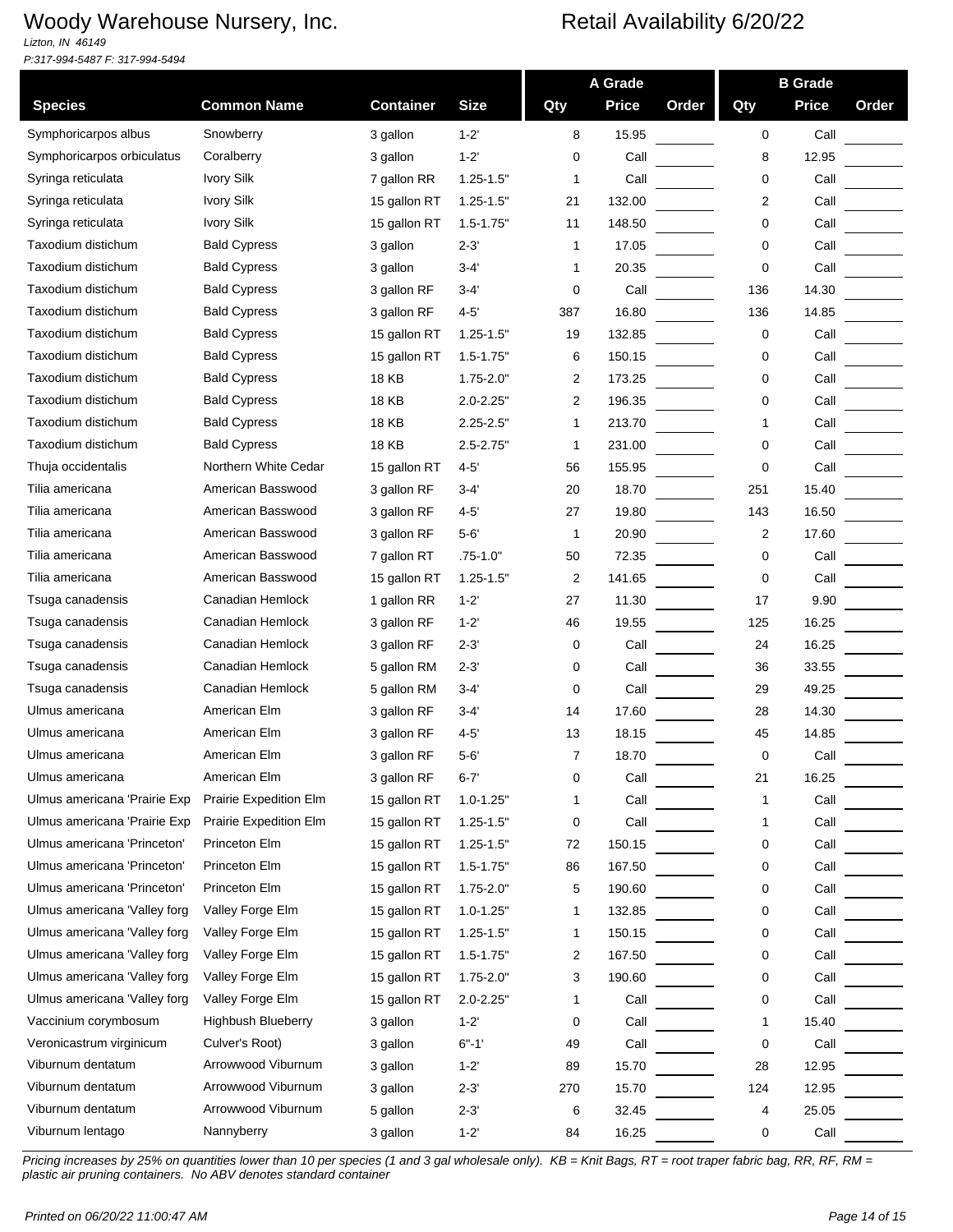# Woody Warehouse Nursery, Inc.

*Lizton, IN 46149*
*P:317-994-5487 F: 317-994-5494*

## Retail Availability 6/20/22

| Species | Common Name | Container | Size | A Grade Qty | A Grade Price | A Grade Order | B Grade Qty | B Grade Price | B Grade Order |
|---|---|---|---|---|---|---|---|---|---|
| Symphoricarpos albus | Snowberry | 3 gallon | 1-2' | 8 | 15.95 | | 0 | Call | |
| Symphoricarpos orbiculatus | Coralberry | 3 gallon | 1-2' | 0 | Call | | 8 | 12.95 | |
| Syringa reticulata | Ivory Silk | 7 gallon RR | 1.25-1.5" | 1 | Call | | 0 | Call | |
| Syringa reticulata | Ivory Silk | 15 gallon RT | 1.25-1.5" | 21 | 132.00 | | 2 | Call | |
| Syringa reticulata | Ivory Silk | 15 gallon RT | 1.5-1.75" | 11 | 148.50 | | 0 | Call | |
| Taxodium distichum | Bald Cypress | 3 gallon | 2-3' | 1 | 17.05 | | 0 | Call | |
| Taxodium distichum | Bald Cypress | 3 gallon | 3-4' | 1 | 20.35 | | 0 | Call | |
| Taxodium distichum | Bald Cypress | 3 gallon RF | 3-4' | 0 | Call | | 136 | 14.30 | |
| Taxodium distichum | Bald Cypress | 3 gallon RF | 4-5' | 387 | 16.80 | | 136 | 14.85 | |
| Taxodium distichum | Bald Cypress | 15 gallon RT | 1.25-1.5" | 19 | 132.85 | | 0 | Call | |
| Taxodium distichum | Bald Cypress | 15 gallon RT | 1.5-1.75" | 6 | 150.15 | | 0 | Call | |
| Taxodium distichum | Bald Cypress | 18 KB | 1.75-2.0" | 2 | 173.25 | | 0 | Call | |
| Taxodium distichum | Bald Cypress | 18 KB | 2.0-2.25" | 2 | 196.35 | | 0 | Call | |
| Taxodium distichum | Bald Cypress | 18 KB | 2.25-2.5" | 1 | 213.70 | | 1 | Call | |
| Taxodium distichum | Bald Cypress | 18 KB | 2.5-2.75" | 1 | 231.00 | | 0 | Call | |
| Thuja occidentalis | Northern White Cedar | 15 gallon RT | 4-5' | 56 | 155.95 | | 0 | Call | |
| Tilia americana | American Basswood | 3 gallon RF | 3-4' | 20 | 18.70 | | 251 | 15.40 | |
| Tilia americana | American Basswood | 3 gallon RF | 4-5' | 27 | 19.80 | | 143 | 16.50 | |
| Tilia americana | American Basswood | 3 gallon RF | 5-6' | 1 | 20.90 | | 2 | 17.60 | |
| Tilia americana | American Basswood | 7 gallon RT | .75-1.0" | 50 | 72.35 | | 0 | Call | |
| Tilia americana | American Basswood | 15 gallon RT | 1.25-1.5" | 2 | 141.65 | | 0 | Call | |
| Tsuga canadensis | Canadian Hemlock | 1 gallon RR | 1-2' | 27 | 11.30 | | 17 | 9.90 | |
| Tsuga canadensis | Canadian Hemlock | 3 gallon RF | 1-2' | 46 | 19.55 | | 125 | 16.25 | |
| Tsuga canadensis | Canadian Hemlock | 3 gallon RF | 2-3' | 0 | Call | | 24 | 16.25 | |
| Tsuga canadensis | Canadian Hemlock | 5 gallon RM | 2-3' | 0 | Call | | 36 | 33.55 | |
| Tsuga canadensis | Canadian Hemlock | 5 gallon RM | 3-4' | 0 | Call | | 29 | 49.25 | |
| Ulmus americana | American Elm | 3 gallon RF | 3-4' | 14 | 17.60 | | 28 | 14.30 | |
| Ulmus americana | American Elm | 3 gallon RF | 4-5' | 13 | 18.15 | | 45 | 14.85 | |
| Ulmus americana | American Elm | 3 gallon RF | 5-6' | 7 | 18.70 | | 0 | Call | |
| Ulmus americana | American Elm | 3 gallon RF | 6-7' | 0 | Call | | 21 | 16.25 | |
| Ulmus americana 'Prairie Exp | Prairie Expedition Elm | 15 gallon RT | 1.0-1.25" | 1 | Call | | 1 | Call | |
| Ulmus americana 'Prairie Exp | Prairie Expedition Elm | 15 gallon RT | 1.25-1.5" | 0 | Call | | 1 | Call | |
| Ulmus americana 'Princeton' | Princeton Elm | 15 gallon RT | 1.25-1.5" | 72 | 150.15 | | 0 | Call | |
| Ulmus americana 'Princeton' | Princeton Elm | 15 gallon RT | 1.5-1.75" | 86 | 167.50 | | 0 | Call | |
| Ulmus americana 'Princeton' | Princeton Elm | 15 gallon RT | 1.75-2.0" | 5 | 190.60 | | 0 | Call | |
| Ulmus americana 'Valley forg | Valley Forge Elm | 15 gallon RT | 1.0-1.25" | 1 | 132.85 | | 0 | Call | |
| Ulmus americana 'Valley forg | Valley Forge Elm | 15 gallon RT | 1.25-1.5" | 1 | 150.15 | | 0 | Call | |
| Ulmus americana 'Valley forg | Valley Forge Elm | 15 gallon RT | 1.5-1.75" | 2 | 167.50 | | 0 | Call | |
| Ulmus americana 'Valley forg | Valley Forge Elm | 15 gallon RT | 1.75-2.0" | 3 | 190.60 | | 0 | Call | |
| Ulmus americana 'Valley forg | Valley Forge Elm | 15 gallon RT | 2.0-2.25" | 1 | Call | | 0 | Call | |
| Vaccinium corymbosum | Highbush Blueberry | 3 gallon | 1-2' | 0 | Call | | 1 | 15.40 | |
| Veronicastrum virginicum | Culver's Root) | 3 gallon | 6"-1' | 49 | Call | | 0 | Call | |
| Viburnum dentatum | Arrowwood Viburnum | 3 gallon | 1-2' | 89 | 15.70 | | 28 | 12.95 | |
| Viburnum dentatum | Arrowwood Viburnum | 3 gallon | 2-3' | 270 | 15.70 | | 124 | 12.95 | |
| Viburnum dentatum | Arrowwood Viburnum | 5 gallon | 2-3' | 6 | 32.45 | | 4 | 25.05 | |
| Viburnum lentago | Nannyberry | 3 gallon | 1-2' | 84 | 16.25 | | 0 | Call | |

*Pricing increases by 25% on quantities lower than 10 per species (1 and 3 gal wholesale only). KB = Knit Bags, RT = root traper fabric bag, RR, RF, RM = plastic air pruning containers. No ABV denotes standard container*

*Printed on 06/20/22 11:00:47 AM*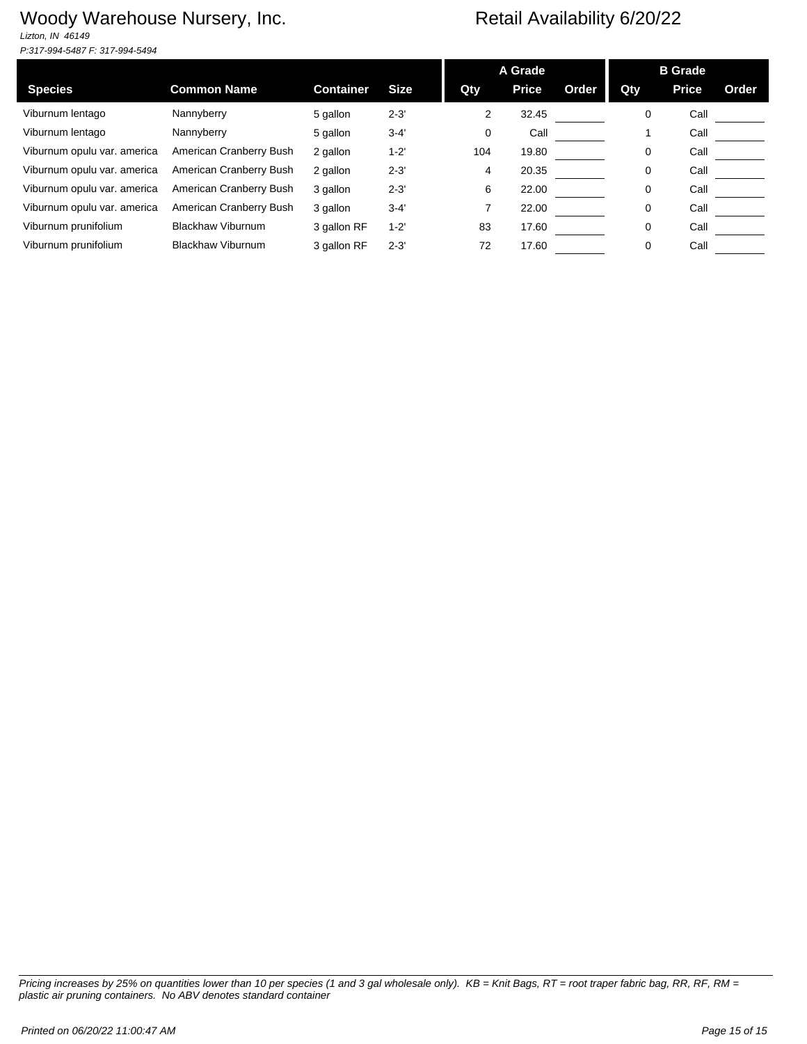# Woody Warehouse Nursery, Inc.

*Lizton, IN 46149*
*P:317-994-5487 F: 317-994-5494*

## Retail Availability 6/20/22

| | | | | A Grade | | | B Grade | | |
|---|---|---|---|---|---|---|---|---|---|
| **Species** | **Common Name** | **Container** | **Size** | **Qty** | **Price** | **Order** | **Qty** | **Price** | **Order** |
| Viburnum lentago | Nannyberry | 5 gallon | 2-3' | 2 | 32.45 | | 0 | Call | |
| Viburnum lentago | Nannyberry | 5 gallon | 3-4' | 0 | Call | | 1 | Call | |
| Viburnum opulu var. america | American Cranberry Bush | 2 gallon | 1-2' | 104 | 19.80 | | 0 | Call | |
| Viburnum opulu var. america | American Cranberry Bush | 2 gallon | 2-3' | 4 | 20.35 | | 0 | Call | |
| Viburnum opulu var. america | American Cranberry Bush | 3 gallon | 2-3' | 6 | 22.00 | | 0 | Call | |
| Viburnum opulu var. america | American Cranberry Bush | 3 gallon | 3-4' | 7 | 22.00 | | 0 | Call | |
| Viburnum prunifolium | Blackhaw Viburnum | 3 gallon RF | 1-2' | 83 | 17.60 | | 0 | Call | |
| Viburnum prunifolium | Blackhaw Viburnum | 3 gallon RF | 2-3' | 72 | 17.60 | | 0 | Call | |

*Pricing increases by 25% on quantities lower than 10 per species (1 and 3 gal wholesale only). KB = Knit Bags, RT = root traper fabric bag, RR, RF, RM = plastic air pruning containers. No ABV denotes standard container*

*Printed on 06/20/22 11:00:47 AM*